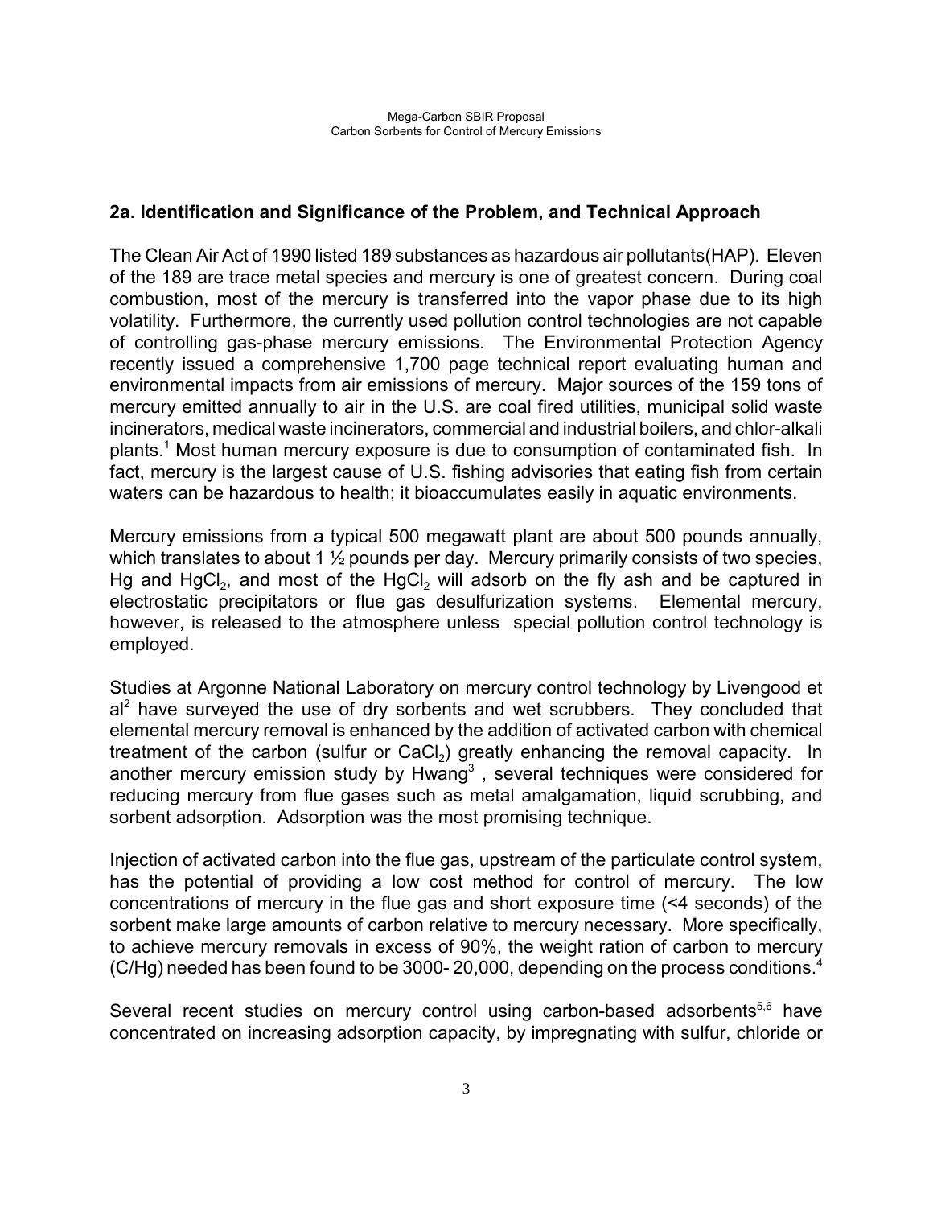## 2a. Identification and Significance of the Problem, and Technical Approach

The Clean Air Act of 1990 listed 189 substances as hazardous air pollutants(HAP). Eleven of the 189 are trace metal species and mercury is one of greatest concern. During coal combustion, most of the mercury is transferred into the vapor phase due to its high volatility. Furthermore, the currently used pollution control technologies are not capable of controlling gas-phase mercury emissions. The Environmental Protection Agency recently issued a comprehensive 1,700 page technical report evaluating human and environmental impacts from air emissions of mercury. Major sources of the 159 tons of mercury emitted annually to air in the U.S. are coal fired utilities, municipal solid waste incinerators, medical waste incinerators, commercial and industrial boilers, and chlor-alkali plants.[1] Most human mercury exposure is due to consumption of contaminated fish. In fact, mercury is the largest cause of U.S. fishing advisories that eating fish from certain waters can be hazardous to health; it bioaccumulates easily in aquatic environments.

Mercury emissions from a typical 500 megawatt plant are about 500 pounds annually, which translates to about 1 ½ pounds per day. Mercury primarily consists of two species, Hg and $HgCl_2$, and most of the $HgCl_2$ will adsorb on the fly ash and be captured in electrostatic precipitators or flue gas desulfurization systems. Elemental mercury, however, is released to the atmosphere unless special pollution control technology is employed.

Studies at Argonne National Laboratory on mercury control technology by Livengood et al[2] have surveyed the use of dry sorbents and wet scrubbers. They concluded that elemental mercury removal is enhanced by the addition of activated carbon with chemical treatment of the carbon (sulfur or $CaCl_2$) greatly enhancing the removal capacity. In another mercury emission study by Hwang[3] , several techniques were considered for reducing mercury from flue gases such as metal amalgamation, liquid scrubbing, and sorbent adsorption. Adsorption was the most promising technique.

Injection of activated carbon into the flue gas, upstream of the particulate control system, has the potential of providing a low cost method for control of mercury. The low concentrations of mercury in the flue gas and short exposure time (<4 seconds) of the sorbent make large amounts of carbon relative to mercury necessary. More specifically, to achieve mercury removals in excess of 90%, the weight ration of carbon to mercury (C/Hg) needed has been found to be 3000- 20,000, depending on the process conditions.[4]

Several recent studies on mercury control using carbon-based adsorbents[5,6] have concentrated on increasing adsorption capacity, by impregnating with sulfur, chloride or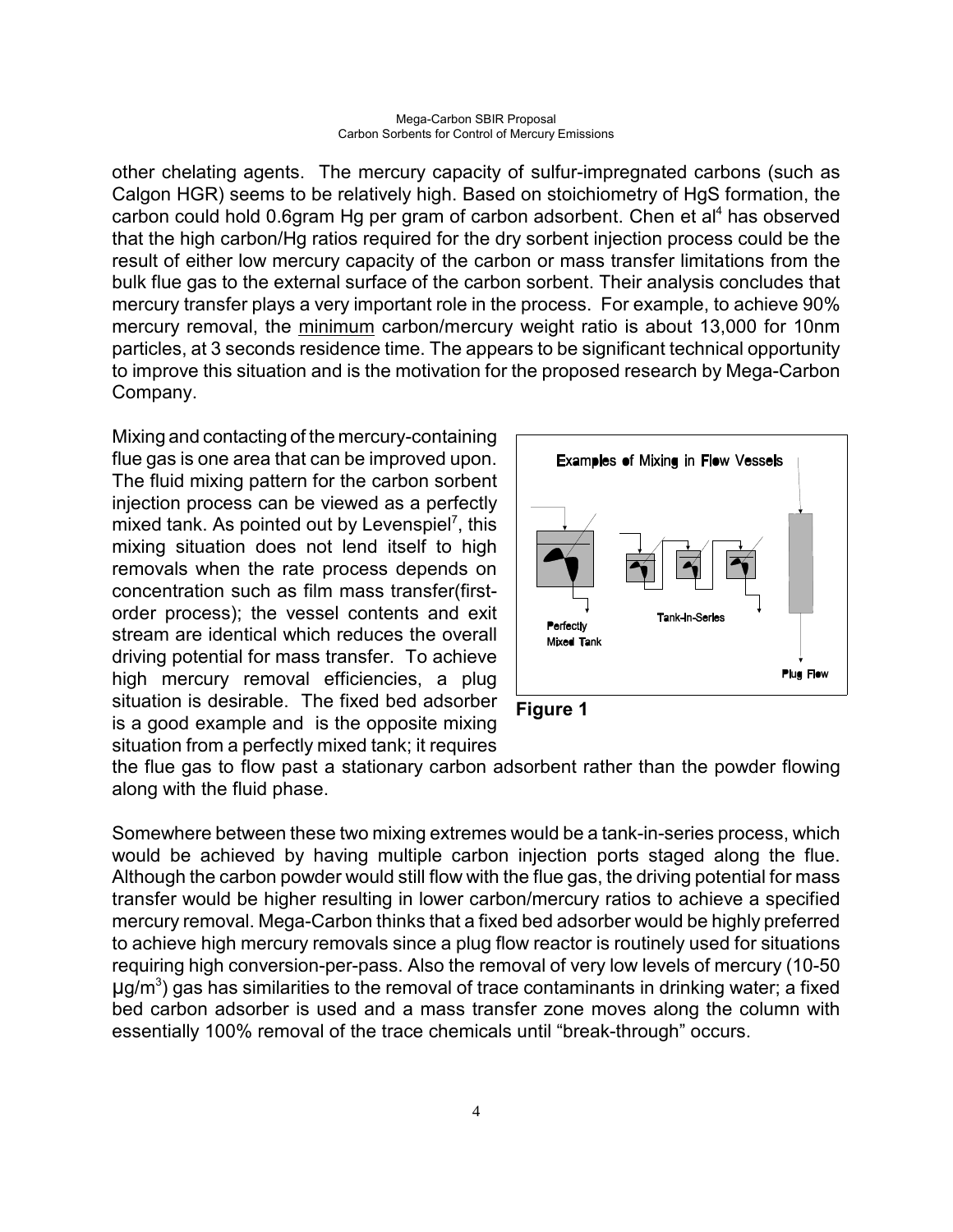other chelating agents. The mercury capacity of sulfur-impregnated carbons (such as Calgon HGR) seems to be relatively high. Based on stoichiometry of HgS formation, the carbon could hold 0.6gram Hg per gram of carbon adsorbent. Chen et al[4] has observed that the high carbon/Hg ratios required for the dry sorbent injection process could be the result of either low mercury capacity of the carbon or mass transfer limitations from the bulk flue gas to the external surface of the carbon sorbent. Their analysis concludes that mercury transfer plays a very important role in the process. For example, to achieve 90% mercury removal, the <u>minimum</u> carbon/mercury weight ratio is about 13,000 for 10nm particles, at 3 seconds residence time. The appears to be significant technical opportunity to improve this situation and is the motivation for the proposed research by Mega-Carbon Company.

Mixing and contacting of the mercury-containing flue gas is one area that can be improved upon. The fluid mixing pattern for the carbon sorbent injection process can be viewed as a perfectly mixed tank. As pointed out by Levenspiel[7], this mixing situation does not lend itself to high removals when the rate process depends on concentration such as film mass transfer(first-order process); the vessel contents and exit stream are identical which reduces the overall driving potential for mass transfer. To achieve high mercury removal efficiencies, a plug situation is desirable. The fixed bed adsorber is a good example and is the opposite mixing situation from a perfectly mixed tank; it requires the flue gas to flow past a stationary carbon adsorbent rather than the powder flowing along with the fluid phase.

Examples of Mixing in Flow Vessels

Perfectly Mixed Tank

Tank-In-Series

Plug Flow

**Figure 1**

Somewhere between these two mixing extremes would be a tank-in-series process, which would be achieved by having multiple carbon injection ports staged along the flue. Although the carbon powder would still flow with the flue gas, the driving potential for mass transfer would be higher resulting in lower carbon/mercury ratios to achieve a specified mercury removal. Mega-Carbon thinks that a fixed bed adsorber would be highly preferred to achieve high mercury removals since a plug flow reactor is routinely used for situations requiring high conversion-per-pass. Also the removal of very low levels of mercury (10-50 $\mu g/m^3$) gas has similarities to the removal of trace contaminants in drinking water; a fixed bed carbon adsorber is used and a mass transfer zone moves along the column with essentially 100% removal of the trace chemicals until "break-through" occurs.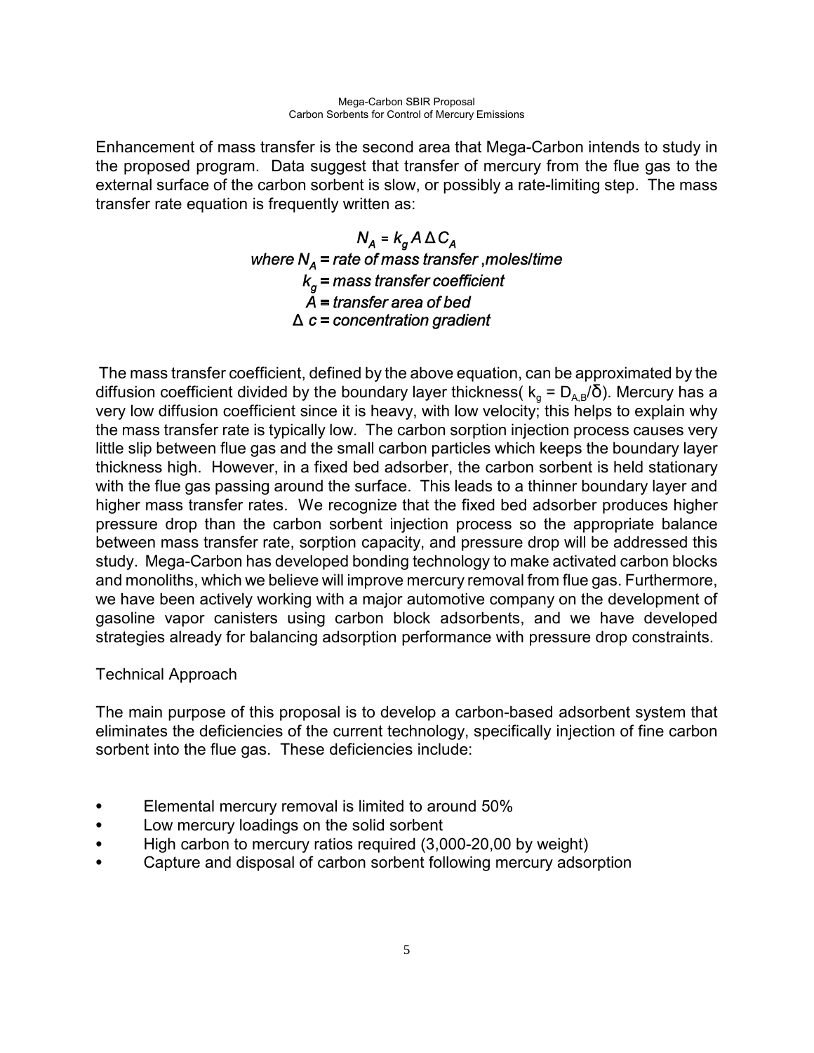Enhancement of mass transfer is the second area that Mega-Carbon intends to study in the proposed program. Data suggest that transfer of mercury from the flue gas to the external surface of the carbon sorbent is slow, or possibly a rate-limiting step. The mass transfer rate equation is frequently written as:

$$N_A = k_g A \Delta C_A$$

*where $N_A$ = rate of mass transfer ,moles/time*
*$k_g$ = mass transfer coefficient*
*$A$ = transfer area of bed*
*$\Delta$ c = concentration gradient*

The mass transfer coefficient, defined by the above equation, can be approximated by the diffusion coefficient divided by the boundary layer thickness( $k_g = D_{A,B}/\delta$). Mercury has a very low diffusion coefficient since it is heavy, with low velocity; this helps to explain why the mass transfer rate is typically low. The carbon sorption injection process causes very little slip between flue gas and the small carbon particles which keeps the boundary layer thickness high. However, in a fixed bed adsorber, the carbon sorbent is held stationary with the flue gas passing around the surface. This leads to a thinner boundary layer and higher mass transfer rates. We recognize that the fixed bed adsorber produces higher pressure drop than the carbon sorbent injection process so the appropriate balance between mass transfer rate, sorption capacity, and pressure drop will be addressed this study. Mega-Carbon has developed bonding technology to make activated carbon blocks and monoliths, which we believe will improve mercury removal from flue gas. Furthermore, we have been actively working with a major automotive company on the development of gasoline vapor canisters using carbon block adsorbents, and we have developed strategies already for balancing adsorption performance with pressure drop constraints.

## Technical Approach

The main purpose of this proposal is to develop a carbon-based adsorbent system that eliminates the deficiencies of the current technology, specifically injection of fine carbon sorbent into the flue gas. These deficiencies include:

- Elemental mercury removal is limited to around 50%
- Low mercury loadings on the solid sorbent
- High carbon to mercury ratios required (3,000-20,00 by weight)
- Capture and disposal of carbon sorbent following mercury adsorption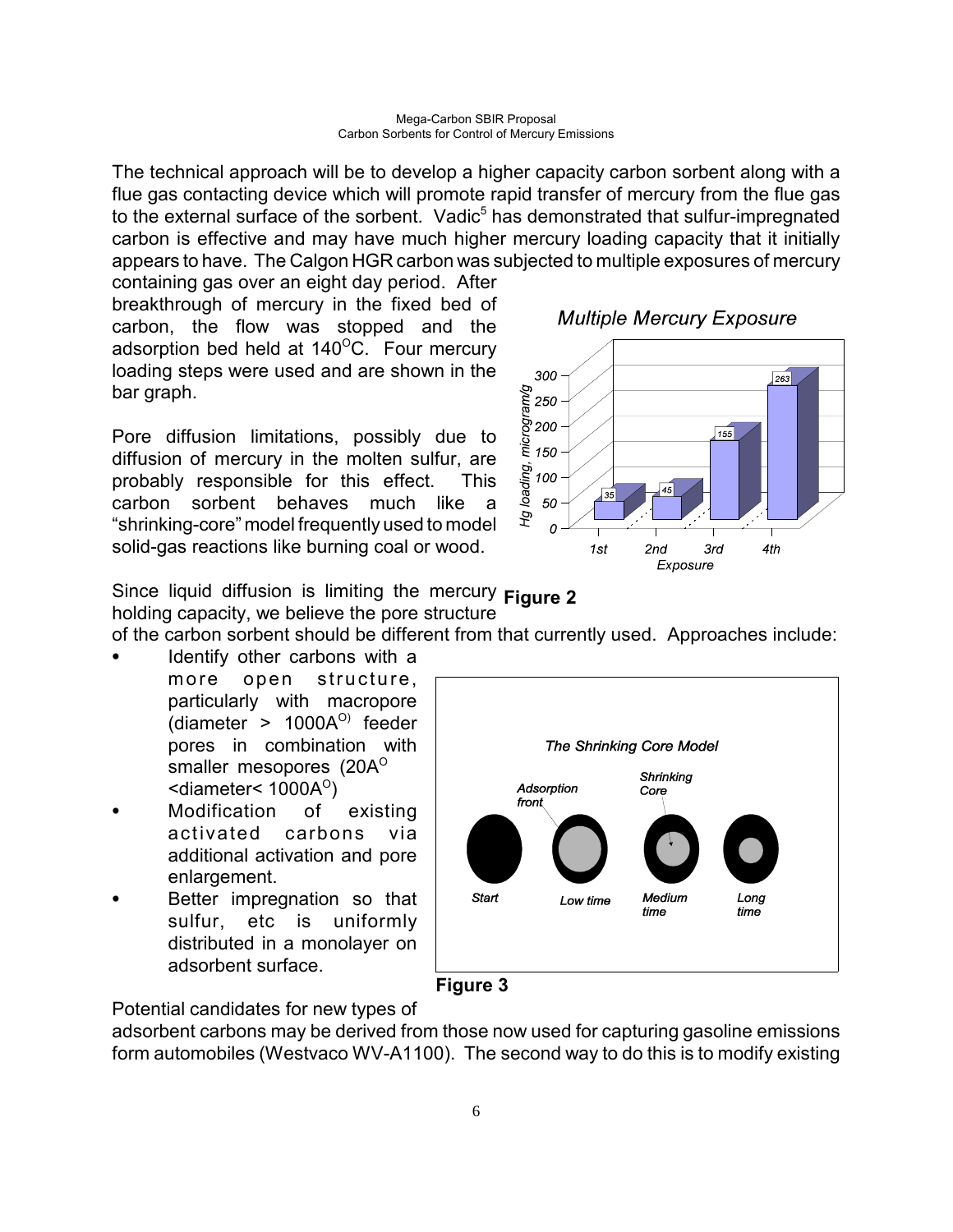The technical approach will be to develop a higher capacity carbon sorbent along with a flue gas contacting device which will promote rapid transfer of mercury from the flue gas to the external surface of the sorbent. Vadic[5] has demonstrated that sulfur-impregnated carbon is effective and may have much higher mercury loading capacity that it initially appears to have. The Calgon HGR carbon was subjected to multiple exposures of mercury containing gas over an eight day period. After breakthrough of mercury in the fixed bed of carbon, the flow was stopped and the adsorption bed held at 140$^{O}$C. Four mercury loading steps were used and are shown in the bar graph.

Pore diffusion limitations, possibly due to diffusion of mercury in the molten sulfur, are probably responsible for this effect. This carbon sorbent behaves much like a "shrinking-core" model frequently used to model solid-gas reactions like burning coal or wood.

**Figure 2**

Since liquid diffusion is limiting the mercury holding capacity, we believe the pore structure of the carbon sorbent should be different from that currently used. Approaches include:

- Identify other carbons with a more open structure, particularly with macropore (diameter > 1000A$^{O)}$ feeder pores in combination with smaller mesopores (20A$^{O}$ <diameter< 1000A$^{O}$)
- Modification of existing activated carbons via additional activation and pore enlargement.
- Better impregnation so that sulfur, etc is uniformly distributed in a monolayer on adsorbent surface.

**Figure 3**

Potential candidates for new types of adsorbent carbons may be derived from those now used for capturing gasoline emissions form automobiles (Westvaco WV-A1100). The second way to do this is to modify existing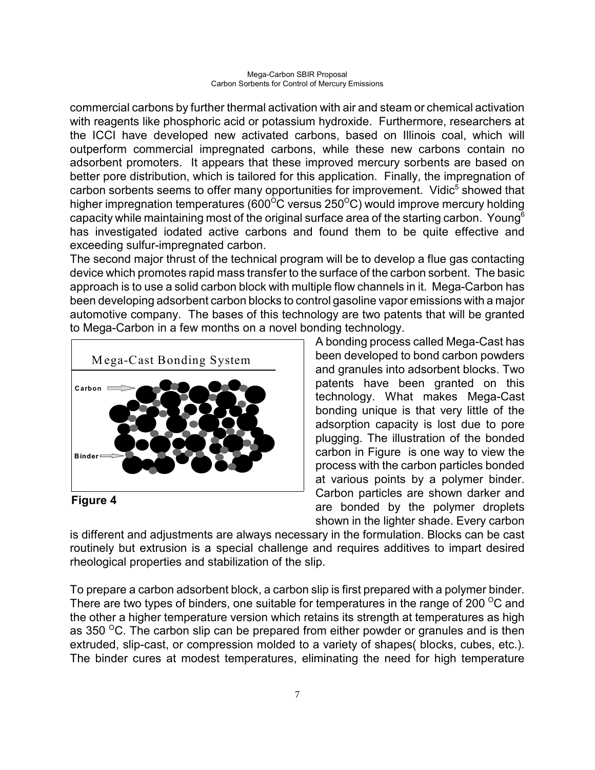commercial carbons by further thermal activation with air and steam or chemical activation with reagents like phosphoric acid or potassium hydroxide. Furthermore, researchers at the ICCI have developed new activated carbons, based on Illinois coal, which will outperform commercial impregnated carbons, while these new carbons contain no adsorbent promoters. It appears that these improved mercury sorbents are based on better pore distribution, which is tailored for this application. Finally, the impregnation of carbon sorbents seems to offer many opportunities for improvement. Vidic[5] showed that higher impregnation temperatures (600$^{O}$C versus 250$^{O}$C) would improve mercury holding capacity while maintaining most of the original surface area of the starting carbon. Young[6] has investigated iodated active carbons and found them to be quite effective and exceeding sulfur-impregnated carbon.

The second major thrust of the technical program will be to develop a flue gas contacting device which promotes rapid mass transfer to the surface of the carbon sorbent. The basic approach is to use a solid carbon block with multiple flow channels in it. Mega-Carbon has been developing adsorbent carbon blocks to control gasoline vapor emissions with a major automotive company. The bases of this technology are two patents that will be granted to Mega-Carbon in a few months on a novel bonding technology.

Mega-Cast Bonding System

Carbon

Binder

**Figure 4**

A bonding process called Mega-Cast has been developed to bond carbon powders and granules into adsorbent blocks. Two patents have been granted on this technology. What makes Mega-Cast bonding unique is that very little of the adsorption capacity is lost due to pore plugging. The illustration of the bonded carbon in Figure is one way to view the process with the carbon particles bonded at various points by a polymer binder. Carbon particles are shown darker and are bonded by the polymer droplets shown in the lighter shade. Every carbon is different and adjustments are always necessary in the formulation. Blocks can be cast routinely but extrusion is a special challenge and requires additives to impart desired rheological properties and stabilization of the slip.

To prepare a carbon adsorbent block, a carbon slip is first prepared with a polymer binder. There are two types of binders, one suitable for temperatures in the range of 200 $^{O}$C and the other a higher temperature version which retains its strength at temperatures as high as 350 $^{O}$C. The carbon slip can be prepared from either powder or granules and is then extruded, slip-cast, or compression molded to a variety of shapes( blocks, cubes, etc.). The binder cures at modest temperatures, eliminating the need for high temperature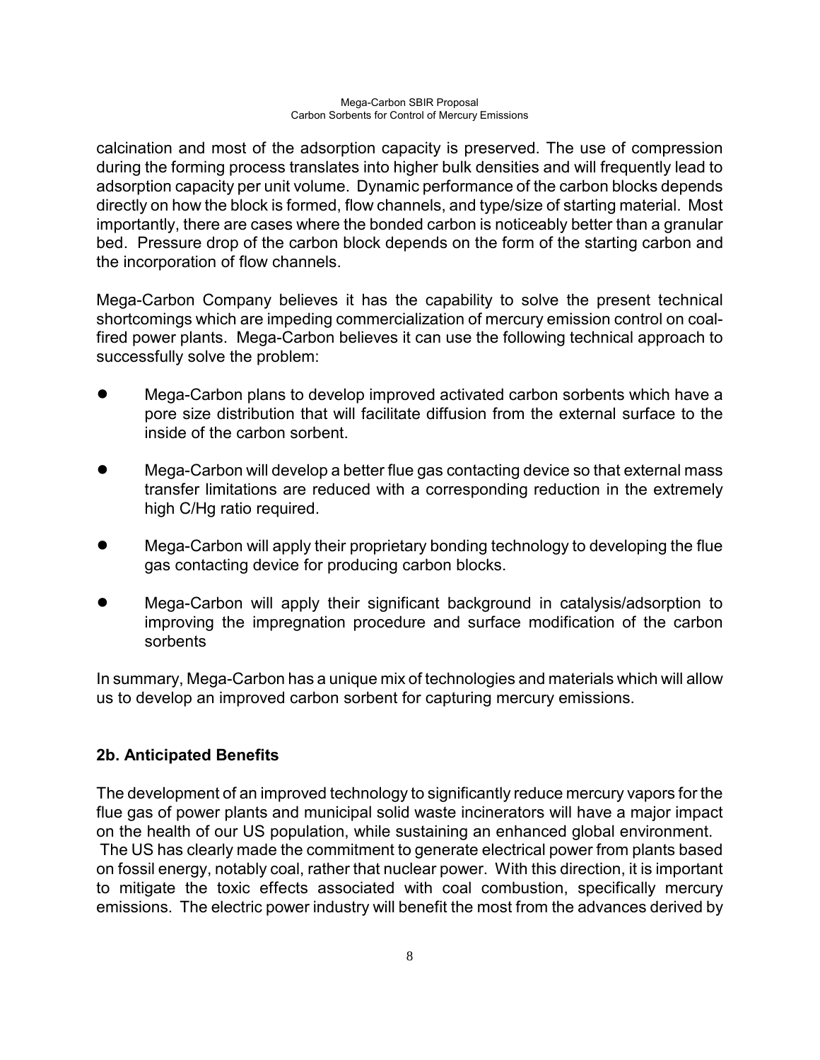calcination and most of the adsorption capacity is preserved. The use of compression during the forming process translates into higher bulk densities and will frequently lead to adsorption capacity per unit volume. Dynamic performance of the carbon blocks depends directly on how the block is formed, flow channels, and type/size of starting material. Most importantly, there are cases where the bonded carbon is noticeably better than a granular bed. Pressure drop of the carbon block depends on the form of the starting carbon and the incorporation of flow channels.

Mega-Carbon Company believes it has the capability to solve the present technical shortcomings which are impeding commercialization of mercury emission control on coal-fired power plants. Mega-Carbon believes it can use the following technical approach to successfully solve the problem:

- Mega-Carbon plans to develop improved activated carbon sorbents which have a pore size distribution that will facilitate diffusion from the external surface to the inside of the carbon sorbent.
- Mega-Carbon will develop a better flue gas contacting device so that external mass transfer limitations are reduced with a corresponding reduction in the extremely high C/Hg ratio required.
- Mega-Carbon will apply their proprietary bonding technology to developing the flue gas contacting device for producing carbon blocks.
- Mega-Carbon will apply their significant background in catalysis/adsorption to improving the impregnation procedure and surface modification of the carbon sorbents

In summary, Mega-Carbon has a unique mix of technologies and materials which will allow us to develop an improved carbon sorbent for capturing mercury emissions.

## 2b. Anticipated Benefits

The development of an improved technology to significantly reduce mercury vapors for the flue gas of power plants and municipal solid waste incinerators will have a major impact on the health of our US population, while sustaining an enhanced global environment. The US has clearly made the commitment to generate electrical power from plants based on fossil energy, notably coal, rather that nuclear power. With this direction, it is important to mitigate the toxic effects associated with coal combustion, specifically mercury emissions. The electric power industry will benefit the most from the advances derived by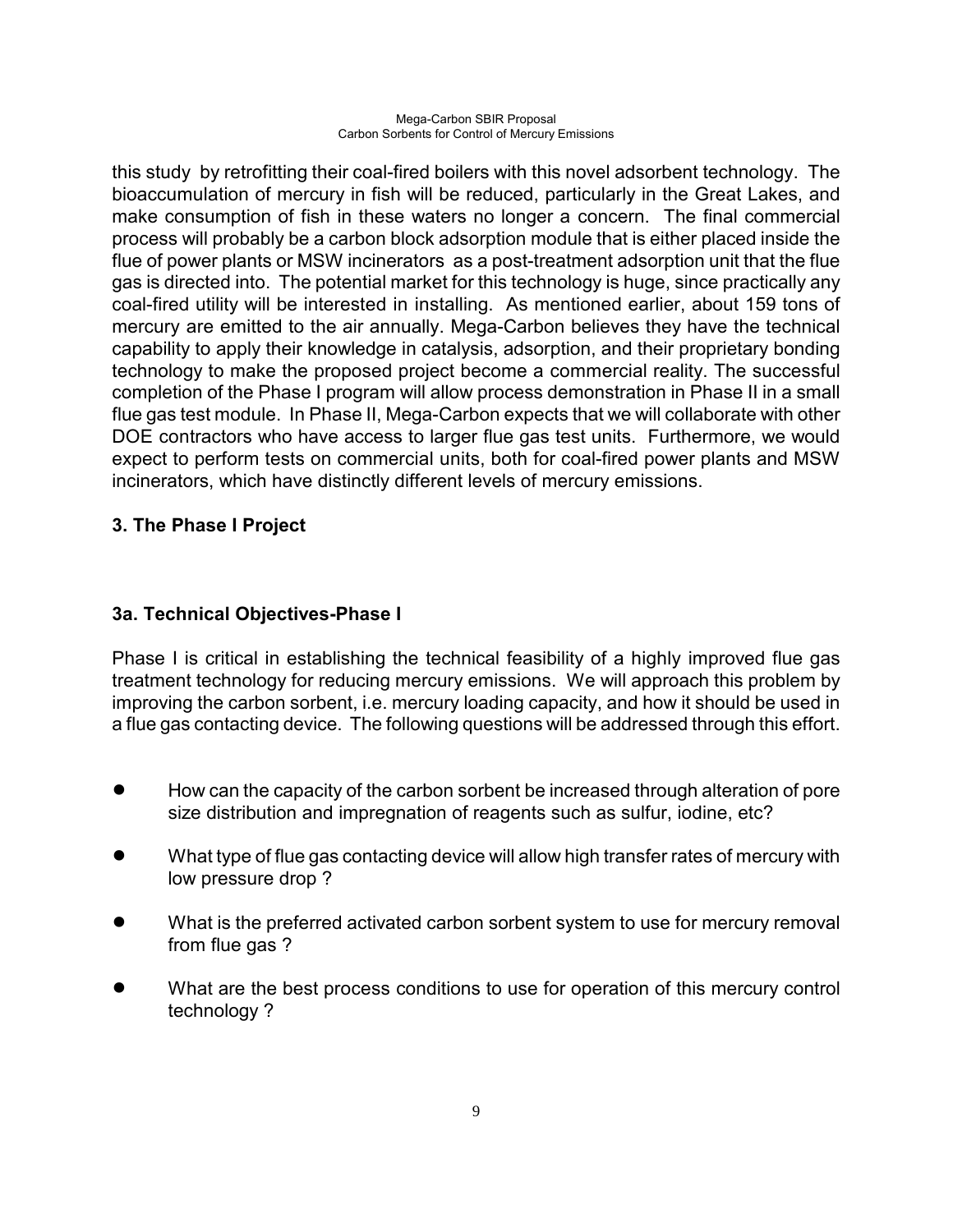this study by retrofitting their coal-fired boilers with this novel adsorbent technology. The bioaccumulation of mercury in fish will be reduced, particularly in the Great Lakes, and make consumption of fish in these waters no longer a concern. The final commercial process will probably be a carbon block adsorption module that is either placed inside the flue of power plants or MSW incinerators as a post-treatment adsorption unit that the flue gas is directed into. The potential market for this technology is huge, since practically any coal-fired utility will be interested in installing. As mentioned earlier, about 159 tons of mercury are emitted to the air annually. Mega-Carbon believes they have the technical capability to apply their knowledge in catalysis, adsorption, and their proprietary bonding technology to make the proposed project become a commercial reality. The successful completion of the Phase I program will allow process demonstration in Phase II in a small flue gas test module. In Phase II, Mega-Carbon expects that we will collaborate with other DOE contractors who have access to larger flue gas test units. Furthermore, we would expect to perform tests on commercial units, both for coal-fired power plants and MSW incinerators, which have distinctly different levels of mercury emissions.

## 3. The Phase I Project

### 3a. Technical Objectives-Phase I

Phase I is critical in establishing the technical feasibility of a highly improved flue gas treatment technology for reducing mercury emissions. We will approach this problem by improving the carbon sorbent, i.e. mercury loading capacity, and how it should be used in a flue gas contacting device. The following questions will be addressed through this effort.

- How can the capacity of the carbon sorbent be increased through alteration of pore size distribution and impregnation of reagents such as sulfur, iodine, etc?
- What type of flue gas contacting device will allow high transfer rates of mercury with low pressure drop ?
- What is the preferred activated carbon sorbent system to use for mercury removal from flue gas ?
- What are the best process conditions to use for operation of this mercury control technology ?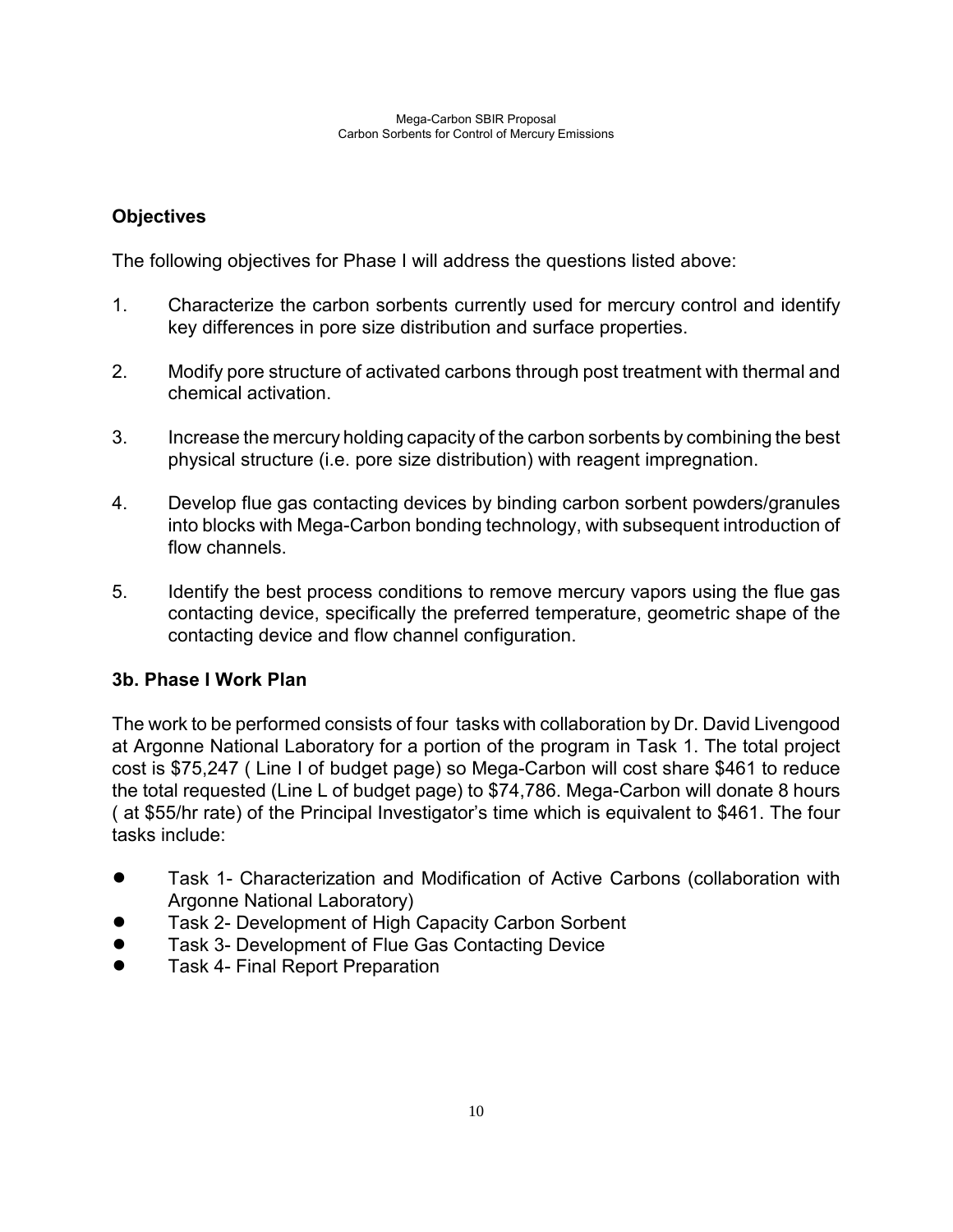## Objectives

The following objectives for Phase I will address the questions listed above:

1. Characterize the carbon sorbents currently used for mercury control and identify key differences in pore size distribution and surface properties.
2. Modify pore structure of activated carbons through post treatment with thermal and chemical activation.
3. Increase the mercury holding capacity of the carbon sorbents by combining the best physical structure (i.e. pore size distribution) with reagent impregnation.
4. Develop flue gas contacting devices by binding carbon sorbent powders/granules into blocks with Mega-Carbon bonding technology, with subsequent introduction of flow channels.
5. Identify the best process conditions to remove mercury vapors using the flue gas contacting device, specifically the preferred temperature, geometric shape of the contacting device and flow channel configuration.

## 3b. Phase I Work Plan

The work to be performed consists of four tasks with collaboration by Dr. David Livengood at Argonne National Laboratory for a portion of the program in Task 1. The total project cost is $75,247 ( Line I of budget page) so Mega-Carbon will cost share $461 to reduce the total requested (Line L of budget page) to $74,786. Mega-Carbon will donate 8 hours ( at $55/hr rate) of the Principal Investigator's time which is equivalent to $461. The four tasks include:

- Task 1- Characterization and Modification of Active Carbons (collaboration with Argonne National Laboratory)
- Task 2- Development of High Capacity Carbon Sorbent
- Task 3- Development of Flue Gas Contacting Device
- Task 4- Final Report Preparation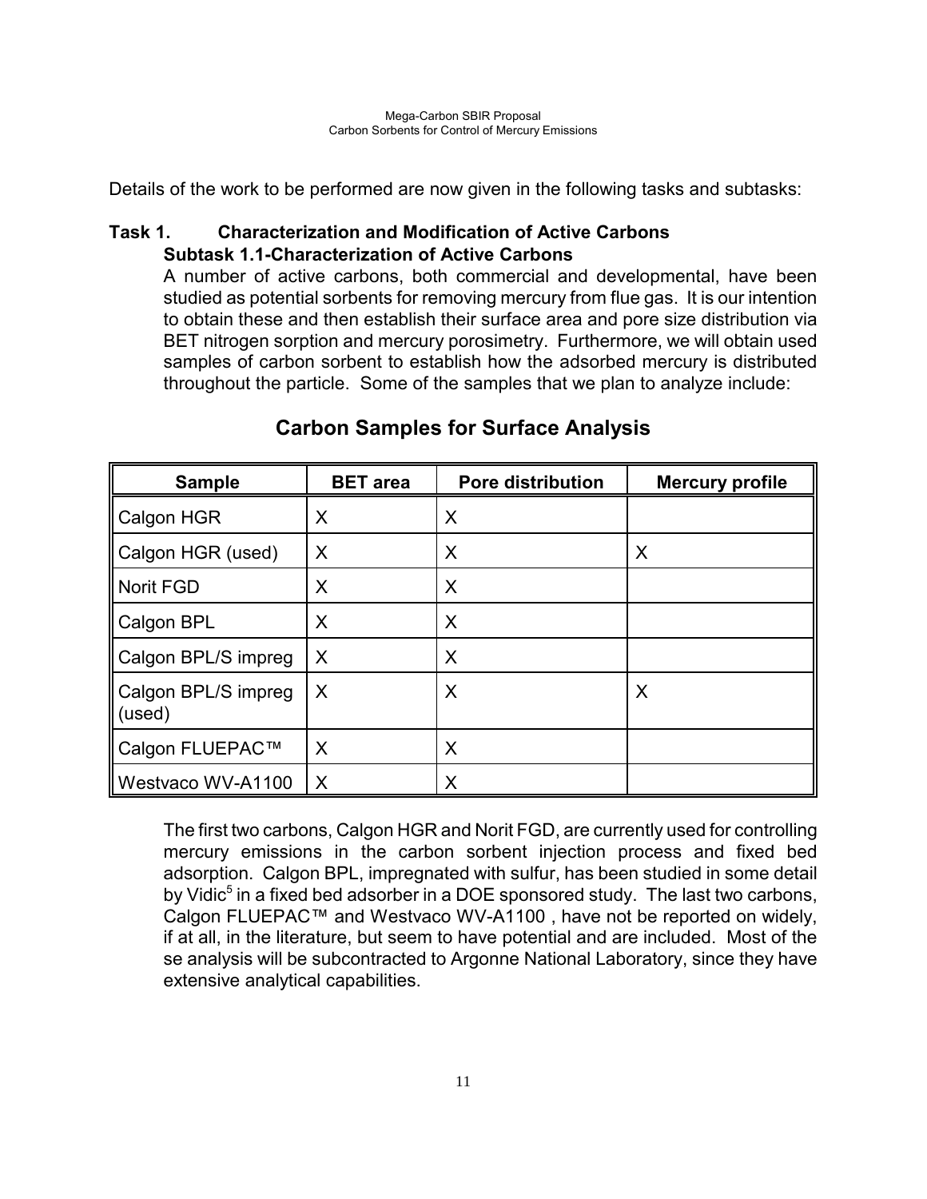Details of the work to be performed are now given in the following tasks and subtasks:

### Task 1. Characterization and Modification of Active Carbons

#### Subtask 1.1-Characterization of Active Carbons

A number of active carbons, both commercial and developmental, have been studied as potential sorbents for removing mercury from flue gas. It is our intention to obtain these and then establish their surface area and pore size distribution via BET nitrogen sorption and mercury porosimetry. Furthermore, we will obtain used samples of carbon sorbent to establish how the adsorbed mercury is distributed throughout the particle. Some of the samples that we plan to analyze include:

## Carbon Samples for Surface Analysis

| Sample | BET area | Pore distribution | Mercury profile |
|---|---|---|---|
| Calgon HGR | X | X | |
| Calgon HGR (used) | X | X | X |
| Norit FGD | X | X | |
| Calgon BPL | X | X | |
| Calgon BPL/S impreg | X | X | |
| Calgon BPL/S impreg (used) | X | X | X |
| Calgon FLUEPAC™ | X | X | |
| Westvaco WV-A1100 | X | X | |

The first two carbons, Calgon HGR and Norit FGD, are currently used for controlling mercury emissions in the carbon sorbent injection process and fixed bed adsorption. Calgon BPL, impregnated with sulfur, has been studied in some detail by Vidic[5] in a fixed bed adsorber in a DOE sponsored study. The last two carbons, Calgon FLUEPAC™ and Westvaco WV-A1100 , have not be reported on widely, if at all, in the literature, but seem to have potential and are included. Most of the se analysis will be subcontracted to Argonne National Laboratory, since they have extensive analytical capabilities.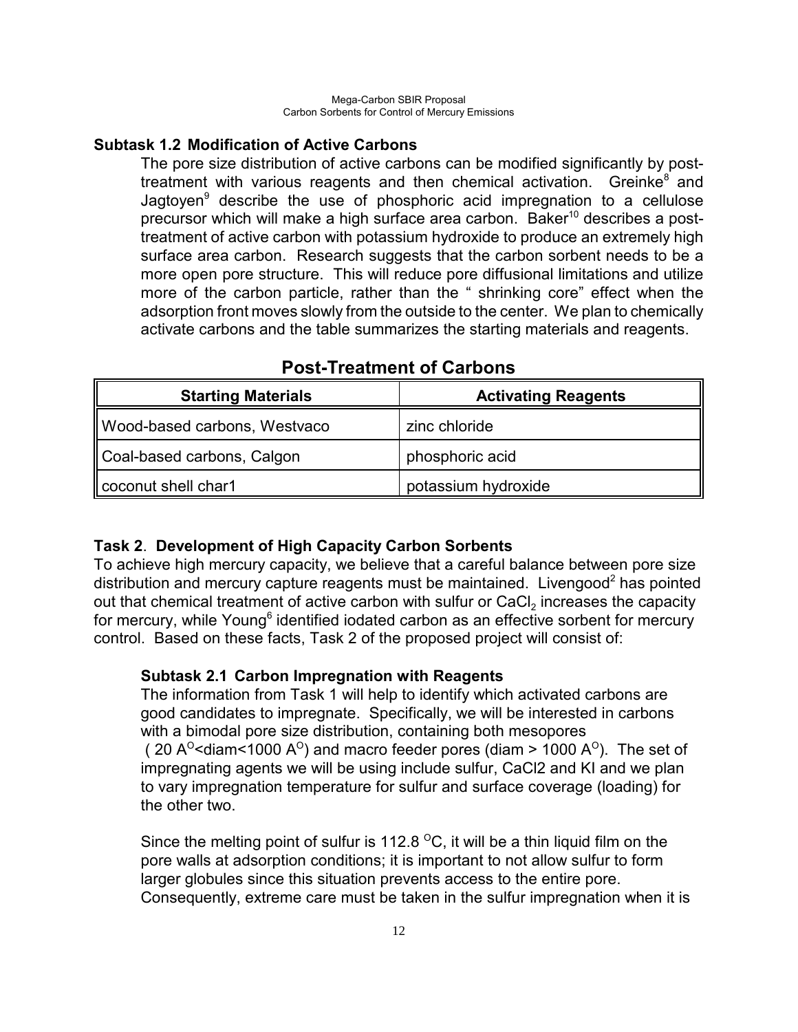### Subtask 1.2 Modification of Active Carbons

The pore size distribution of active carbons can be modified significantly by post-treatment with various reagents and then chemical activation. Greinke[8] and Jagtoyen[9] describe the use of phosphoric acid impregnation to a cellulose precursor which will make a high surface area carbon. Baker[10] describes a post-treatment of active carbon with potassium hydroxide to produce an extremely high surface area carbon. Research suggests that the carbon sorbent needs to be a more open pore structure. This will reduce pore diffusional limitations and utilize more of the carbon particle, rather than the " shrinking core" effect when the adsorption front moves slowly from the outside to the center. We plan to chemically activate carbons and the table summarizes the starting materials and reagents.

**Post-Treatment of Carbons**

| Starting Materials | Activating Reagents |
| --- | --- |
| Wood-based carbons, Westvaco | zinc chloride |
| Coal-based carbons, Calgon | phosphoric acid |
| coconut shell char1 | potassium hydroxide |

## Task 2. Development of High Capacity Carbon Sorbents

To achieve high mercury capacity, we believe that a careful balance between pore size distribution and mercury capture reagents must be maintained. Livengood[2] has pointed out that chemical treatment of active carbon with sulfur or $CaCl_2$ increases the capacity for mercury, while Young[6] identified iodated carbon as an effective sorbent for mercury control. Based on these facts, Task 2 of the proposed project will consist of:

### Subtask 2.1 Carbon Impregnation with Reagents

The information from Task 1 will help to identify which activated carbons are good candidates to impregnate. Specifically, we will be interested in carbons with a bimodal pore size distribution, containing both mesopores ( 20 $A^{O}$<diam<1000 $A^{O}$) and macro feeder pores (diam > 1000 $A^{O}$). The set of impregnating agents we will be using include sulfur, CaCl2 and KI and we plan to vary impregnation temperature for sulfur and surface coverage (loading) for the other two.

Since the melting point of sulfur is 112.8 $^{O}$C, it will be a thin liquid film on the pore walls at adsorption conditions; it is important to not allow sulfur to form larger globules since this situation prevents access to the entire pore. Consequently, extreme care must be taken in the sulfur impregnation when it is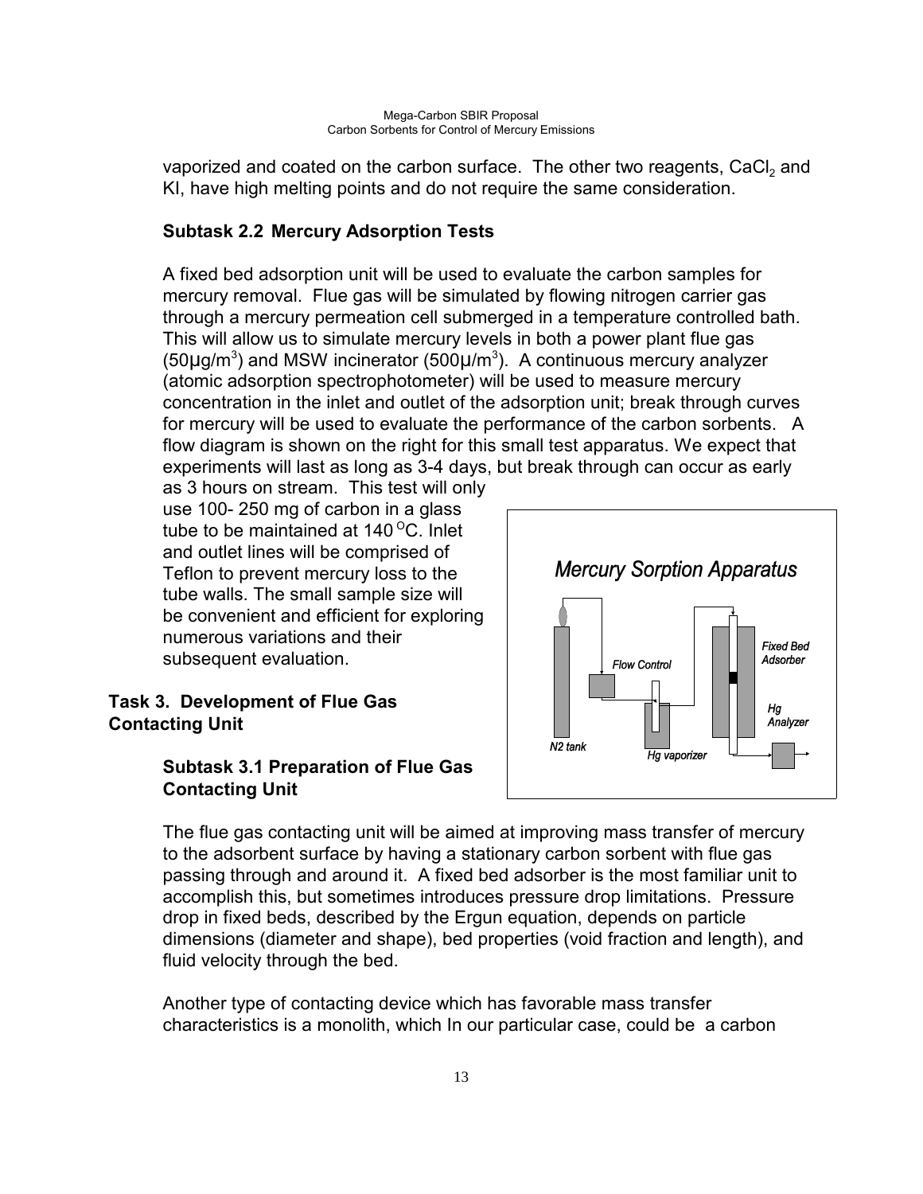vaporized and coated on the carbon surface. The other two reagents, $CaCl_2$ and KI, have high melting points and do not require the same consideration.

### Subtask 2.2 Mercury Adsorption Tests

A fixed bed adsorption unit will be used to evaluate the carbon samples for mercury removal. Flue gas will be simulated by flowing nitrogen carrier gas through a mercury permeation cell submerged in a temperature controlled bath. This will allow us to simulate mercury levels in both a power plant flue gas (50µg/$m^3$) and MSW incinerator (500µ/$m^3$). A continuous mercury analyzer (atomic adsorption spectrophotometer) will be used to measure mercury concentration in the inlet and outlet of the adsorption unit; break through curves for mercury will be used to evaluate the performance of the carbon sorbents. A flow diagram is shown on the right for this small test apparatus. We expect that experiments will last as long as 3-4 days, but break through can occur as early as 3 hours on stream. This test will only use 100- 250 mg of carbon in a glass tube to be maintained at 140 $^{O}$C. Inlet and outlet lines will be comprised of Teflon to prevent mercury loss to the tube walls. The small sample size will be convenient and efficient for exploring numerous variations and their subsequent evaluation.

Mercury Sorption Apparatus

N2 tank — Flow Control — Hg vaporizer — Fixed Bed Adsorber — Hg Analyzer

## Task 3. Development of Flue Gas Contacting Unit

### Subtask 3.1 Preparation of Flue Gas Contacting Unit

The flue gas contacting unit will be aimed at improving mass transfer of mercury to the adsorbent surface by having a stationary carbon sorbent with flue gas passing through and around it. A fixed bed adsorber is the most familiar unit to accomplish this, but sometimes introduces pressure drop limitations. Pressure drop in fixed beds, described by the Ergun equation, depends on particle dimensions (diameter and shape), bed properties (void fraction and length), and fluid velocity through the bed.

Another type of contacting device which has favorable mass transfer characteristics is a monolith, which In our particular case, could be a carbon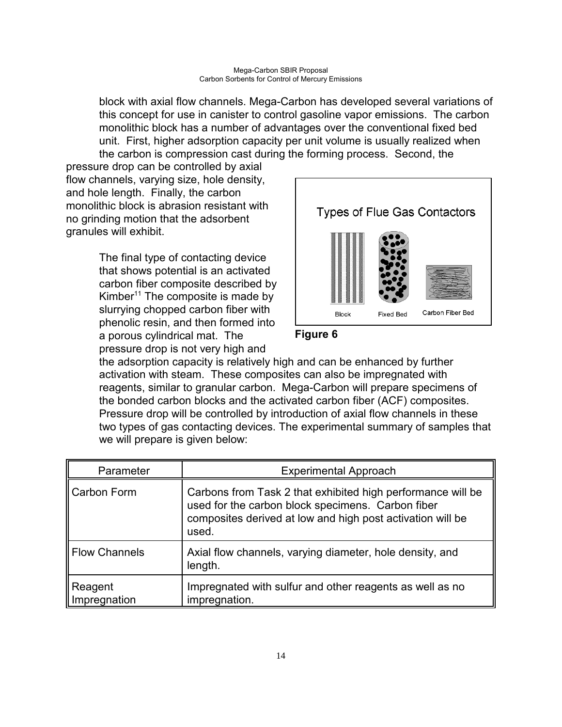block with axial flow channels. Mega-Carbon has developed several variations of this concept for use in canister to control gasoline vapor emissions. The carbon monolithic block has a number of advantages over the conventional fixed bed unit. First, higher adsorption capacity per unit volume is usually realized when the carbon is compression cast during the forming process. Second, the pressure drop can be controlled by axial flow channels, varying size, hole density, and hole length. Finally, the carbon monolithic block is abrasion resistant with no grinding motion that the adsorbent granules will exhibit.

The final type of contacting device that shows potential is an activated carbon fiber composite described by Kimber[11] The composite is made by slurrying chopped carbon fiber with phenolic resin, and then formed into a porous cylindrical mat. The pressure drop is not very high and the adsorption capacity is relatively high and can be enhanced by further activation with steam. These composites can also be impregnated with reagents, similar to granular carbon. Mega-Carbon will prepare specimens of the bonded carbon blocks and the activated carbon fiber (ACF) composites. Pressure drop will be controlled by introduction of axial flow channels in these two types of gas contacting devices. The experimental summary of samples that we will prepare is given below:

Types of Flue Gas Contactors

Block — Fixed Bed — Carbon Fiber Bed

**Figure 6**

| Parameter | Experimental Approach |
|---|---|
| Carbon Form | Carbons from Task 2 that exhibited high performance will be used for the carbon block specimens. Carbon fiber composites derived at low and high post activation will be used. |
| Flow Channels | Axial flow channels, varying diameter, hole density, and length. |
| Reagent Impregnation | Impregnated with sulfur and other reagents as well as no impregnation. |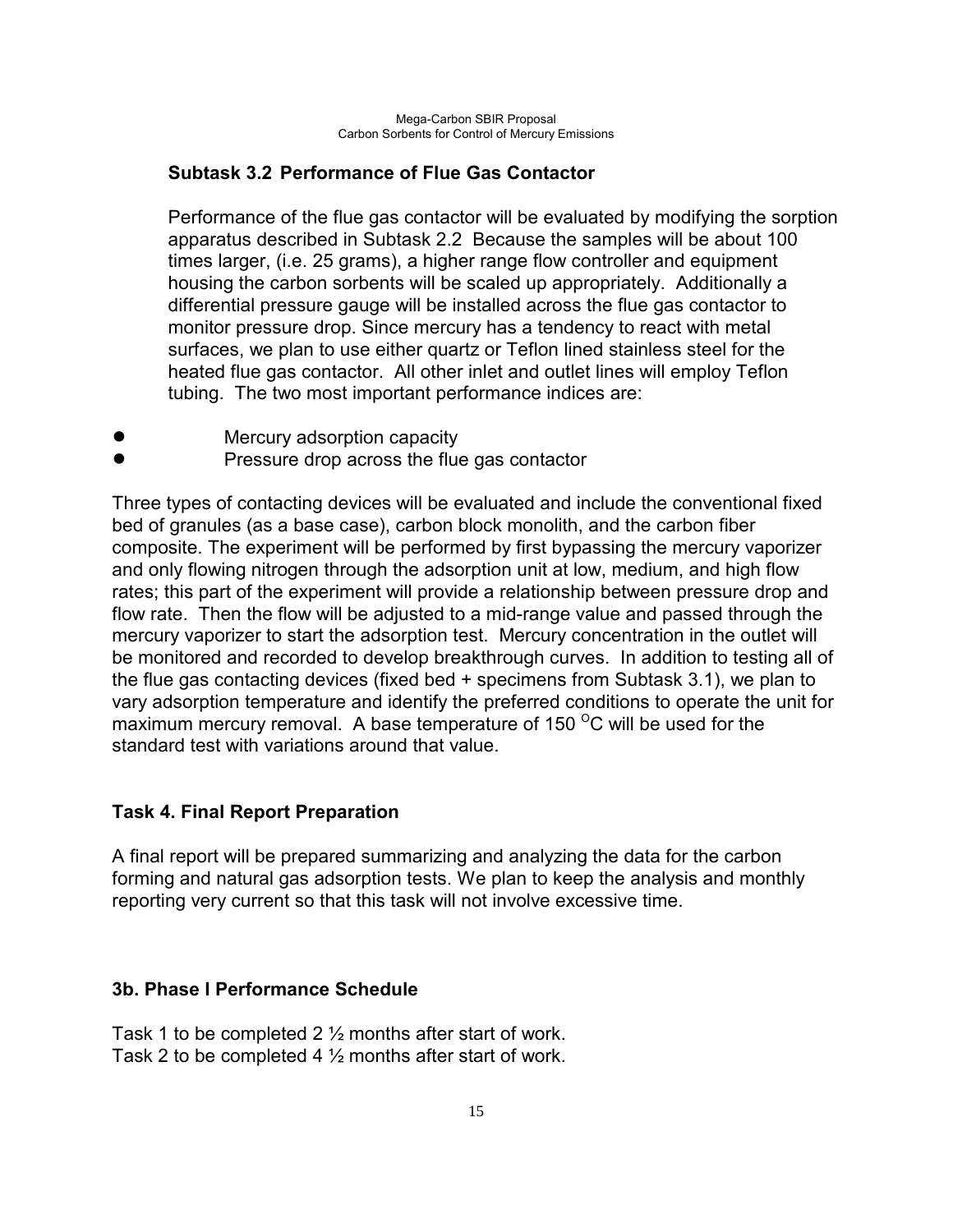### Subtask 3.2 Performance of Flue Gas Contactor

Performance of the flue gas contactor will be evaluated by modifying the sorption apparatus described in Subtask 2.2 Because the samples will be about 100 times larger, (i.e. 25 grams), a higher range flow controller and equipment housing the carbon sorbents will be scaled up appropriately. Additionally a differential pressure gauge will be installed across the flue gas contactor to monitor pressure drop. Since mercury has a tendency to react with metal surfaces, we plan to use either quartz or Teflon lined stainless steel for the heated flue gas contactor. All other inlet and outlet lines will employ Teflon tubing. The two most important performance indices are:

- Mercury adsorption capacity
- Pressure drop across the flue gas contactor

Three types of contacting devices will be evaluated and include the conventional fixed bed of granules (as a base case), carbon block monolith, and the carbon fiber composite. The experiment will be performed by first bypassing the mercury vaporizer and only flowing nitrogen through the adsorption unit at low, medium, and high flow rates; this part of the experiment will provide a relationship between pressure drop and flow rate. Then the flow will be adjusted to a mid-range value and passed through the mercury vaporizer to start the adsorption test. Mercury concentration in the outlet will be monitored and recorded to develop breakthrough curves. In addition to testing all of the flue gas contacting devices (fixed bed + specimens from Subtask 3.1), we plan to vary adsorption temperature and identify the preferred conditions to operate the unit for maximum mercury removal. A base temperature of 150 $^{O}$C will be used for the standard test with variations around that value.

### Task 4. Final Report Preparation

A final report will be prepared summarizing and analyzing the data for the carbon forming and natural gas adsorption tests. We plan to keep the analysis and monthly reporting very current so that this task will not involve excessive time.

### 3b. Phase I Performance Schedule

Task 1 to be completed 2 ½ months after start of work.
Task 2 to be completed 4 ½ months after start of work.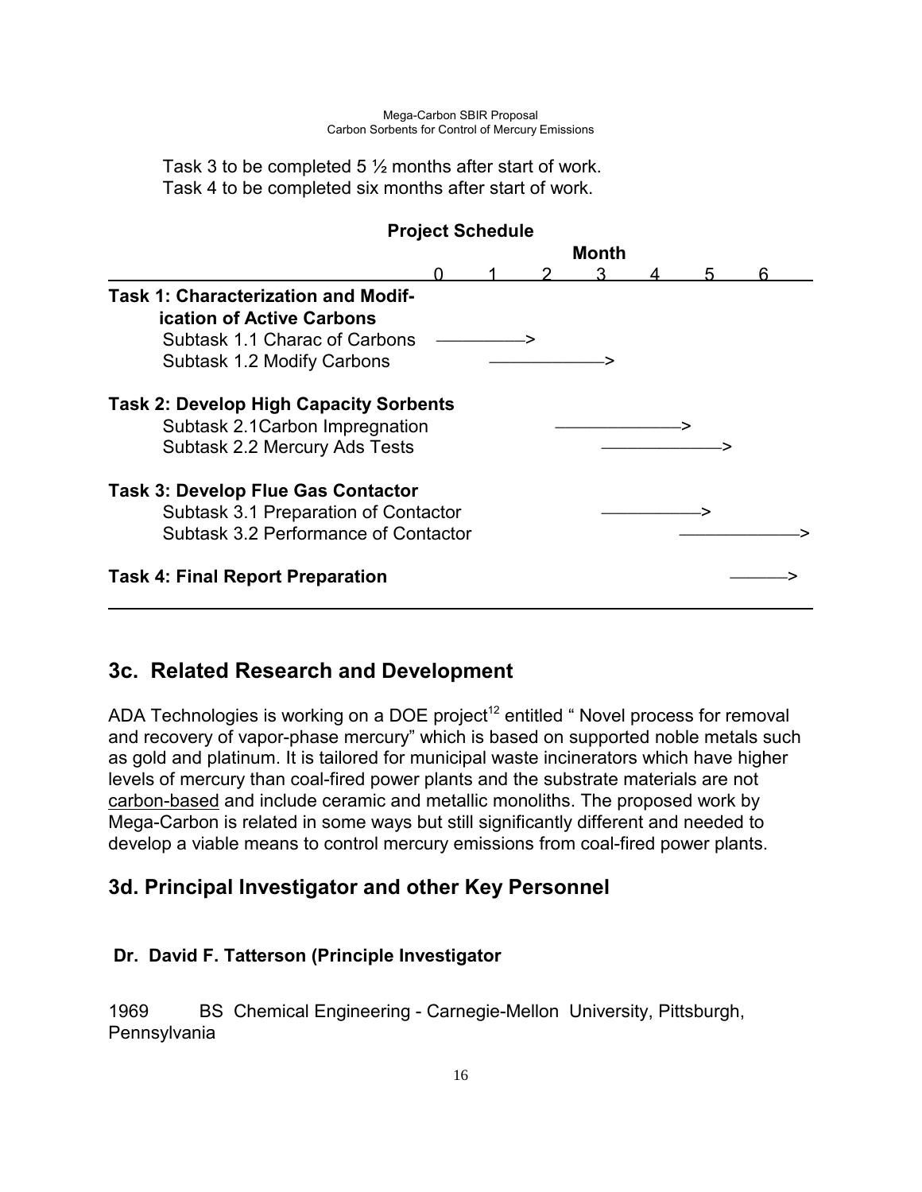Task 3 to be completed 5 ½ months after start of work.
Task 4 to be completed six months after start of work.

**Project Schedule**

| | Month 0 | 1 | 2 | 3 | 4 | 5 | 6 |
|---|---|---|---|---|---|---|---|
| **Task 1: Characterization and Modification of Active Carbons** | | | | | | | |
| Subtask 1.1 Charac of Carbons | ——— | ——> | | | | | |
| Subtask 1.2 Modify Carbons | | ——— | ——— | ——> | | | |
| **Task 2: Develop High Capacity Sorbents** | | | | | | | |
| Subtask 2.1Carbon Impregnation | | | ——— | ——— | ——> | | |
| Subtask 2.2 Mercury Ads Tests | | | | ——— | ——— | ——> | |
| **Task 3: Develop Flue Gas Contactor** | | | | | | | |
| Subtask 3.1 Preparation of Contactor | | | | ——— | ——> | | |
| Subtask 3.2 Performance of Contactor | | | | | ——— | ——— | ——> |
| **Task 4: Final Report Preparation** | | | | | | ——— | ——> |

## 3c. Related Research and Development

ADA Technologies is working on a DOE project[12] entitled " Novel process for removal and recovery of vapor-phase mercury" which is based on supported noble metals such as gold and platinum. It is tailored for municipal waste incinerators which have higher levels of mercury than coal-fired power plants and the substrate materials are not carbon-based and include ceramic and metallic monoliths. The proposed work by Mega-Carbon is related in some ways but still significantly different and needed to develop a viable means to control mercury emissions from coal-fired power plants.

## 3d. Principal Investigator and other Key Personnel

**Dr. David F. Tatterson (Principle Investigator**

1969 BS Chemical Engineering - Carnegie-Mellon University, Pittsburgh, Pennsylvania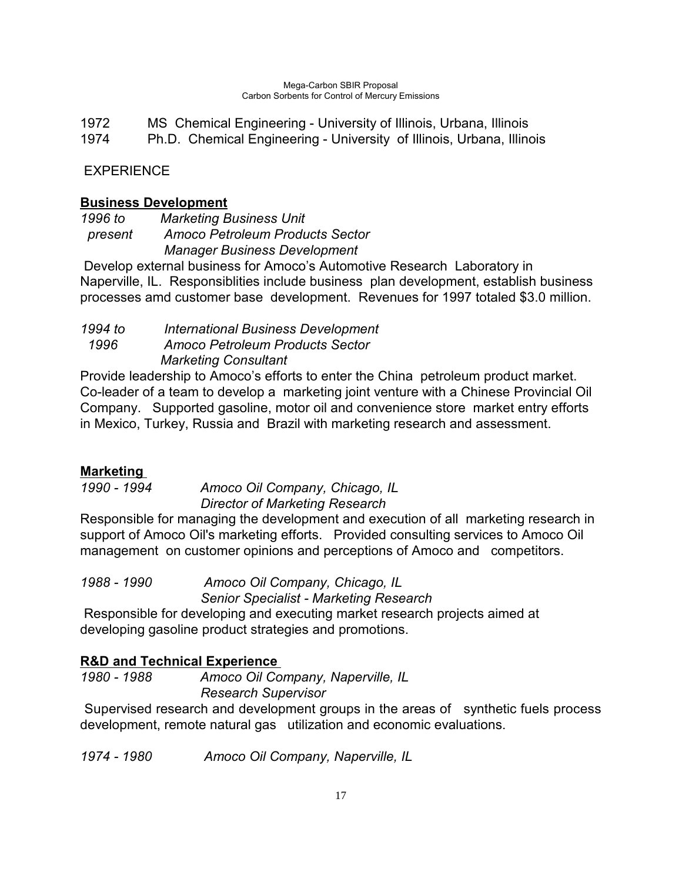1972 MS Chemical Engineering - University of Illinois, Urbana, Illinois
1974 Ph.D. Chemical Engineering - University of Illinois, Urbana, Illinois

EXPERIENCE

**Business Development**

*1996 to present* *Marketing Business Unit*
*Amoco Petroleum Products Sector*
*Manager Business Development*

Develop external business for Amoco's Automotive Research Laboratory in Naperville, IL. Responsiblities include business plan development, establish business processes amd customer base development. Revenues for 1997 totaled $3.0 million.

*1994 to 1996* *International Business Development*
*Amoco Petroleum Products Sector*
*Marketing Consultant*

Provide leadership to Amoco's efforts to enter the China petroleum product market. Co-leader of a team to develop a marketing joint venture with a Chinese Provincial Oil Company. Supported gasoline, motor oil and convenience store market entry efforts in Mexico, Turkey, Russia and Brazil with marketing research and assessment.

**Marketing**

*1990 - 1994* *Amoco Oil Company, Chicago, IL*
*Director of Marketing Research*

Responsible for managing the development and execution of all marketing research in support of Amoco Oil's marketing efforts. Provided consulting services to Amoco Oil management on customer opinions and perceptions of Amoco and competitors.

*1988 - 1990* *Amoco Oil Company, Chicago, IL*
*Senior Specialist - Marketing Research*

Responsible for developing and executing market research projects aimed at developing gasoline product strategies and promotions.

**R&D and Technical Experience**

*1980 - 1988* *Amoco Oil Company, Naperville, IL*
*Research Supervisor*

Supervised research and development groups in the areas of synthetic fuels process development, remote natural gas utilization and economic evaluations.

*1974 - 1980* *Amoco Oil Company, Naperville, IL*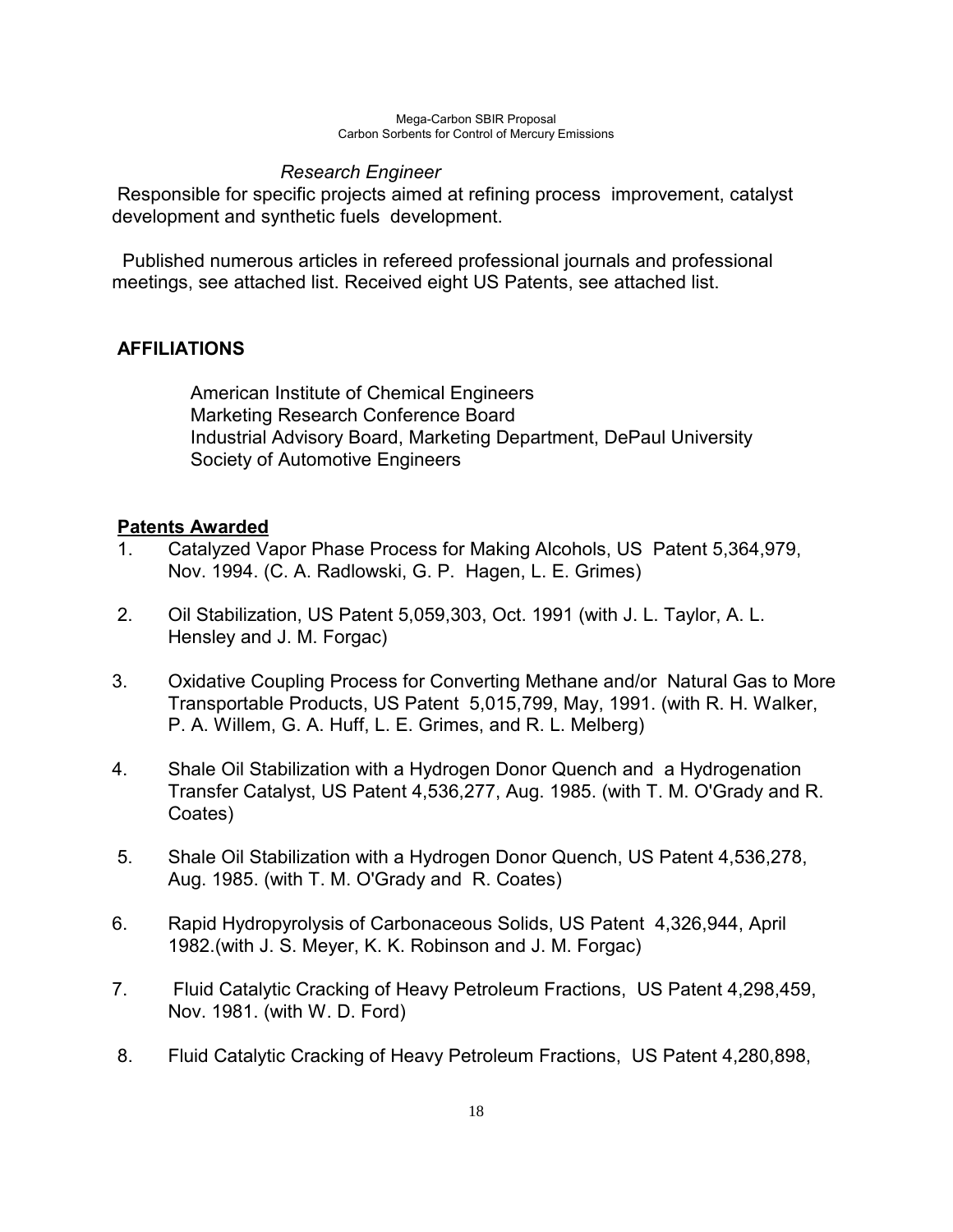*Research Engineer*

Responsible for specific projects aimed at refining process improvement, catalyst development and synthetic fuels development.

Published numerous articles in refereed professional journals and professional meetings, see attached list. Received eight US Patents, see attached list.

## AFFILIATIONS

American Institute of Chemical Engineers
Marketing Research Conference Board
Industrial Advisory Board, Marketing Department, DePaul University
Society of Automotive Engineers

## Patents Awarded

1. Catalyzed Vapor Phase Process for Making Alcohols, US Patent 5,364,979, Nov. 1994. (C. A. Radlowski, G. P. Hagen, L. E. Grimes)
2. Oil Stabilization, US Patent 5,059,303, Oct. 1991 (with J. L. Taylor, A. L. Hensley and J. M. Forgac)
3. Oxidative Coupling Process for Converting Methane and/or Natural Gas to More Transportable Products, US Patent 5,015,799, May, 1991. (with R. H. Walker, P. A. Willem, G. A. Huff, L. E. Grimes, and R. L. Melberg)
4. Shale Oil Stabilization with a Hydrogen Donor Quench and a Hydrogenation Transfer Catalyst, US Patent 4,536,277, Aug. 1985. (with T. M. O'Grady and R. Coates)
5. Shale Oil Stabilization with a Hydrogen Donor Quench, US Patent 4,536,278, Aug. 1985. (with T. M. O'Grady and R. Coates)
6. Rapid Hydropyrolysis of Carbonaceous Solids, US Patent 4,326,944, April 1982.(with J. S. Meyer, K. K. Robinson and J. M. Forgac)
7. Fluid Catalytic Cracking of Heavy Petroleum Fractions, US Patent 4,298,459, Nov. 1981. (with W. D. Ford)
8. Fluid Catalytic Cracking of Heavy Petroleum Fractions, US Patent 4,280,898,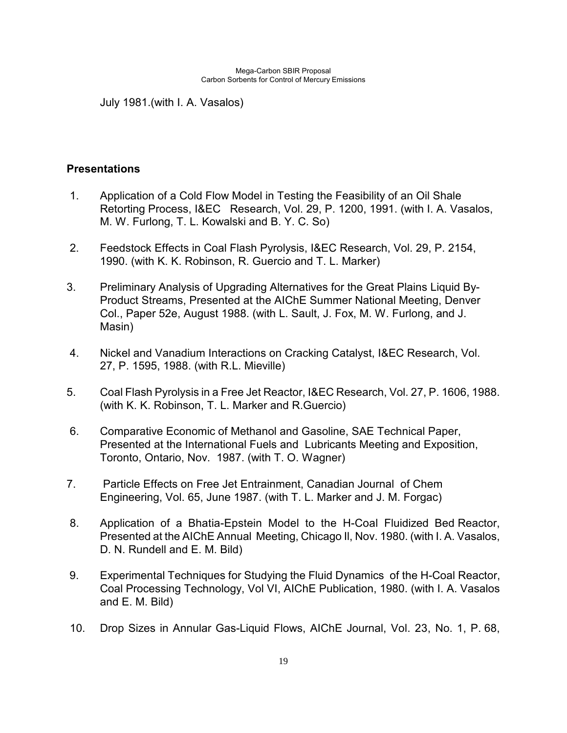July 1981.(with I. A. Vasalos)

**Presentations**

1. Application of a Cold Flow Model in Testing the Feasibility of an Oil Shale Retorting Process, I&EC Research, Vol. 29, P. 1200, 1991. (with I. A. Vasalos, M. W. Furlong, T. L. Kowalski and B. Y. C. So)

2. Feedstock Effects in Coal Flash Pyrolysis, I&EC Research, Vol. 29, P. 2154, 1990. (with K. K. Robinson, R. Guercio and T. L. Marker)

3. Preliminary Analysis of Upgrading Alternatives for the Great Plains Liquid By-Product Streams, Presented at the AIChE Summer National Meeting, Denver Col., Paper 52e, August 1988. (with L. Sault, J. Fox, M. W. Furlong, and J. Masin)

4. Nickel and Vanadium Interactions on Cracking Catalyst, I&EC Research, Vol. 27, P. 1595, 1988. (with R.L. Mieville)

5. Coal Flash Pyrolysis in a Free Jet Reactor, I&EC Research, Vol. 27, P. 1606, 1988. (with K. K. Robinson, T. L. Marker and R.Guercio)

6. Comparative Economic of Methanol and Gasoline, SAE Technical Paper, Presented at the International Fuels and Lubricants Meeting and Exposition, Toronto, Ontario, Nov. 1987. (with T. O. Wagner)

7. Particle Effects on Free Jet Entrainment, Canadian Journal of Chem Engineering, Vol. 65, June 1987. (with T. L. Marker and J. M. Forgac)

8. Application of a Bhatia-Epstein Model to the H-Coal Fluidized Bed Reactor, Presented at the AIChE Annual Meeting, Chicago Il, Nov. 1980. (with I. A. Vasalos, D. N. Rundell and E. M. Bild)

9. Experimental Techniques for Studying the Fluid Dynamics of the H-Coal Reactor, Coal Processing Technology, Vol VI, AIChE Publication, 1980. (with I. A. Vasalos and E. M. Bild)

10. Drop Sizes in Annular Gas-Liquid Flows, AIChE Journal, Vol. 23, No. 1, P. 68,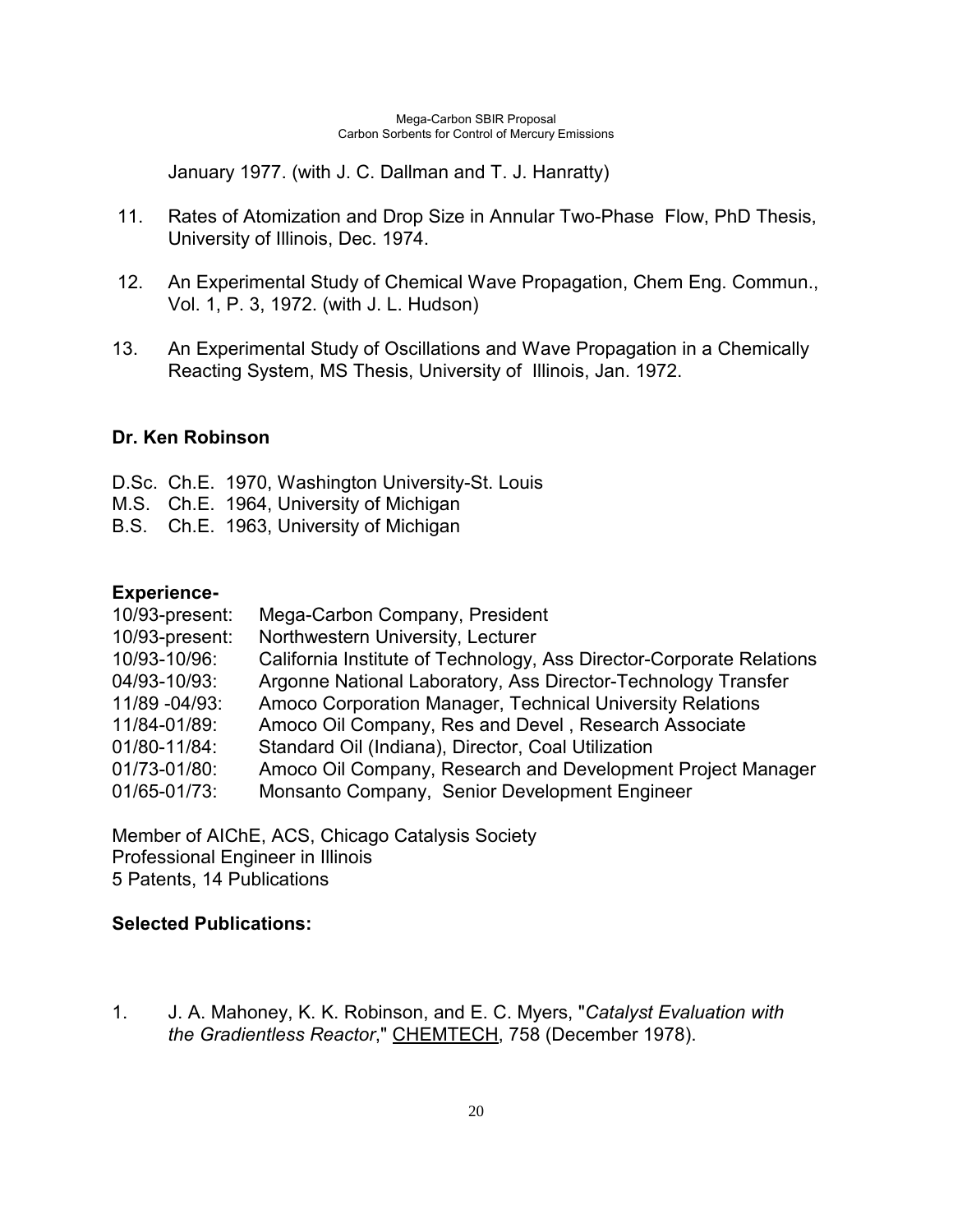January 1977. (with J. C. Dallman and T. J. Hanratty)

11. Rates of Atomization and Drop Size in Annular Two-Phase Flow, PhD Thesis, University of Illinois, Dec. 1974.

12. An Experimental Study of Chemical Wave Propagation, Chem Eng. Commun., Vol. 1, P. 3, 1972. (with J. L. Hudson)

13. An Experimental Study of Oscillations and Wave Propagation in a Chemically Reacting System, MS Thesis, University of Illinois, Jan. 1972.

**Dr. Ken Robinson**

D.Sc. Ch.E. 1970, Washington University-St. Louis
M.S. Ch.E. 1964, University of Michigan
B.S. Ch.E. 1963, University of Michigan

**Experience-**

| | |
|---|---|
| 10/93-present: | Mega-Carbon Company, President |
| 10/93-present: | Northwestern University, Lecturer |
| 10/93-10/96: | California Institute of Technology, Ass Director-Corporate Relations |
| 04/93-10/93: | Argonne National Laboratory, Ass Director-Technology Transfer |
| 11/89 -04/93: | Amoco Corporation Manager, Technical University Relations |
| 11/84-01/89: | Amoco Oil Company, Res and Devel , Research Associate |
| 01/80-11/84: | Standard Oil (Indiana), Director, Coal Utilization |
| 01/73-01/80: | Amoco Oil Company, Research and Development Project Manager |
| 01/65-01/73: | Monsanto Company, Senior Development Engineer |

Member of AIChE, ACS, Chicago Catalysis Society
Professional Engineer in Illinois
5 Patents, 14 Publications

**Selected Publications:**

1. J. A. Mahoney, K. K. Robinson, and E. C. Myers, "*Catalyst Evaluation with the Gradientless Reactor*," CHEMTECH, 758 (December 1978).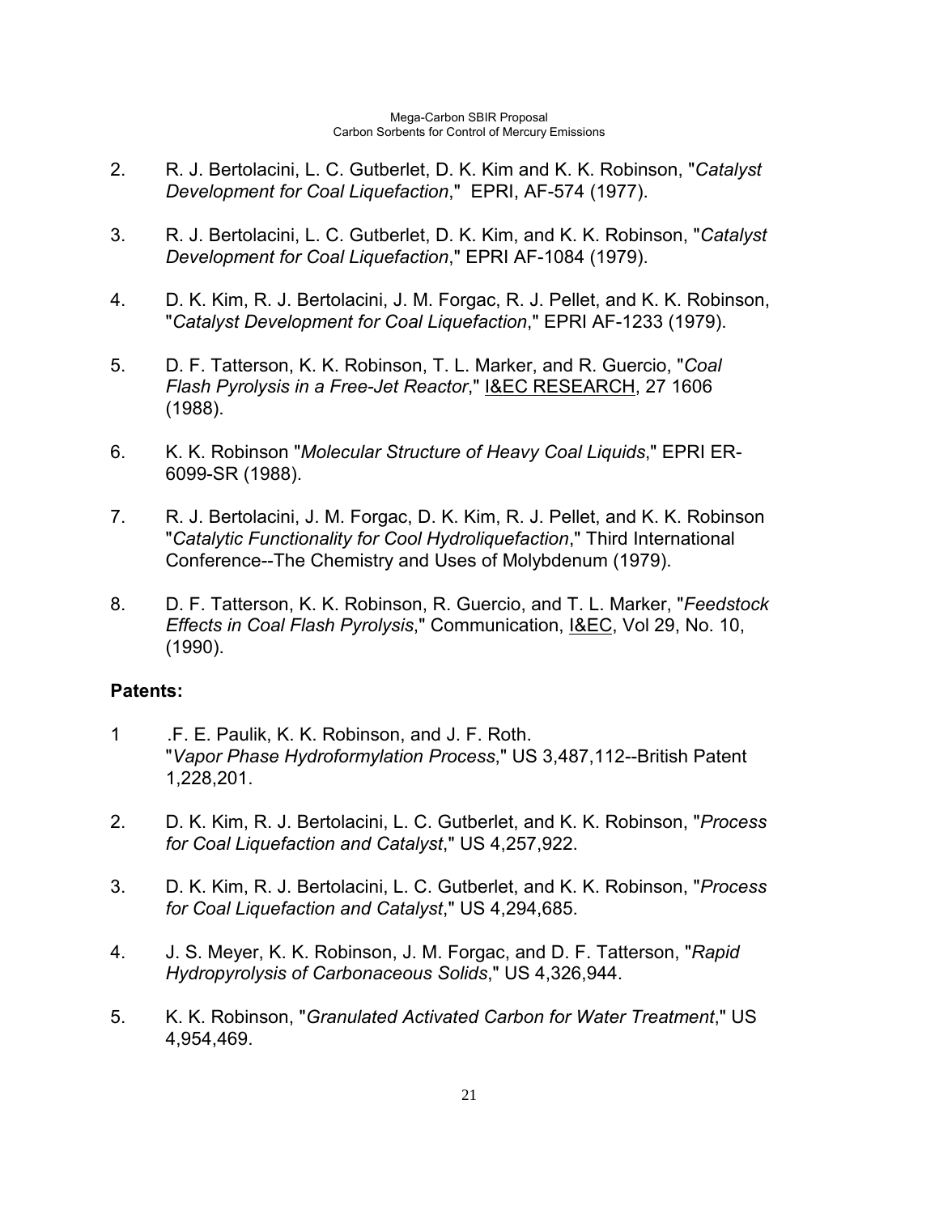2. R. J. Bertolacini, L. C. Gutberlet, D. K. Kim and K. K. Robinson, "*Catalyst Development for Coal Liquefaction*," EPRI, AF-574 (1977).

3. R. J. Bertolacini, L. C. Gutberlet, D. K. Kim, and K. K. Robinson, "*Catalyst Development for Coal Liquefaction*," EPRI AF-1084 (1979).

4. D. K. Kim, R. J. Bertolacini, J. M. Forgac, R. J. Pellet, and K. K. Robinson, "*Catalyst Development for Coal Liquefaction*," EPRI AF-1233 (1979).

5. D. F. Tatterson, K. K. Robinson, T. L. Marker, and R. Guercio, "*Coal Flash Pyrolysis in a Free-Jet Reactor*," <u>I&EC RESEARCH</u>, 27 1606 (1988).

6. K. K. Robinson "*Molecular Structure of Heavy Coal Liquids*," EPRI ER-6099-SR (1988).

7. R. J. Bertolacini, J. M. Forgac, D. K. Kim, R. J. Pellet, and K. K. Robinson "*Catalytic Functionality for Cool Hydroliquefaction*," Third International Conference--The Chemistry and Uses of Molybdenum (1979).

8. D. F. Tatterson, K. K. Robinson, R. Guercio, and T. L. Marker, "*Feedstock Effects in Coal Flash Pyrolysis*," Communication, <u>I&EC</u>, Vol 29, No. 10, (1990).

**Patents:**

1 .F. E. Paulik, K. K. Robinson, and J. F. Roth. "*Vapor Phase Hydroformylation Process*," US 3,487,112--British Patent 1,228,201.

2. D. K. Kim, R. J. Bertolacini, L. C. Gutberlet, and K. K. Robinson, "*Process for Coal Liquefaction and Catalyst*," US 4,257,922.

3. D. K. Kim, R. J. Bertolacini, L. C. Gutberlet, and K. K. Robinson, "*Process for Coal Liquefaction and Catalyst*," US 4,294,685.

4. J. S. Meyer, K. K. Robinson, J. M. Forgac, and D. F. Tatterson, "*Rapid Hydropyrolysis of Carbonaceous Solids*," US 4,326,944.

5. K. K. Robinson, "*Granulated Activated Carbon for Water Treatment*," US 4,954,469.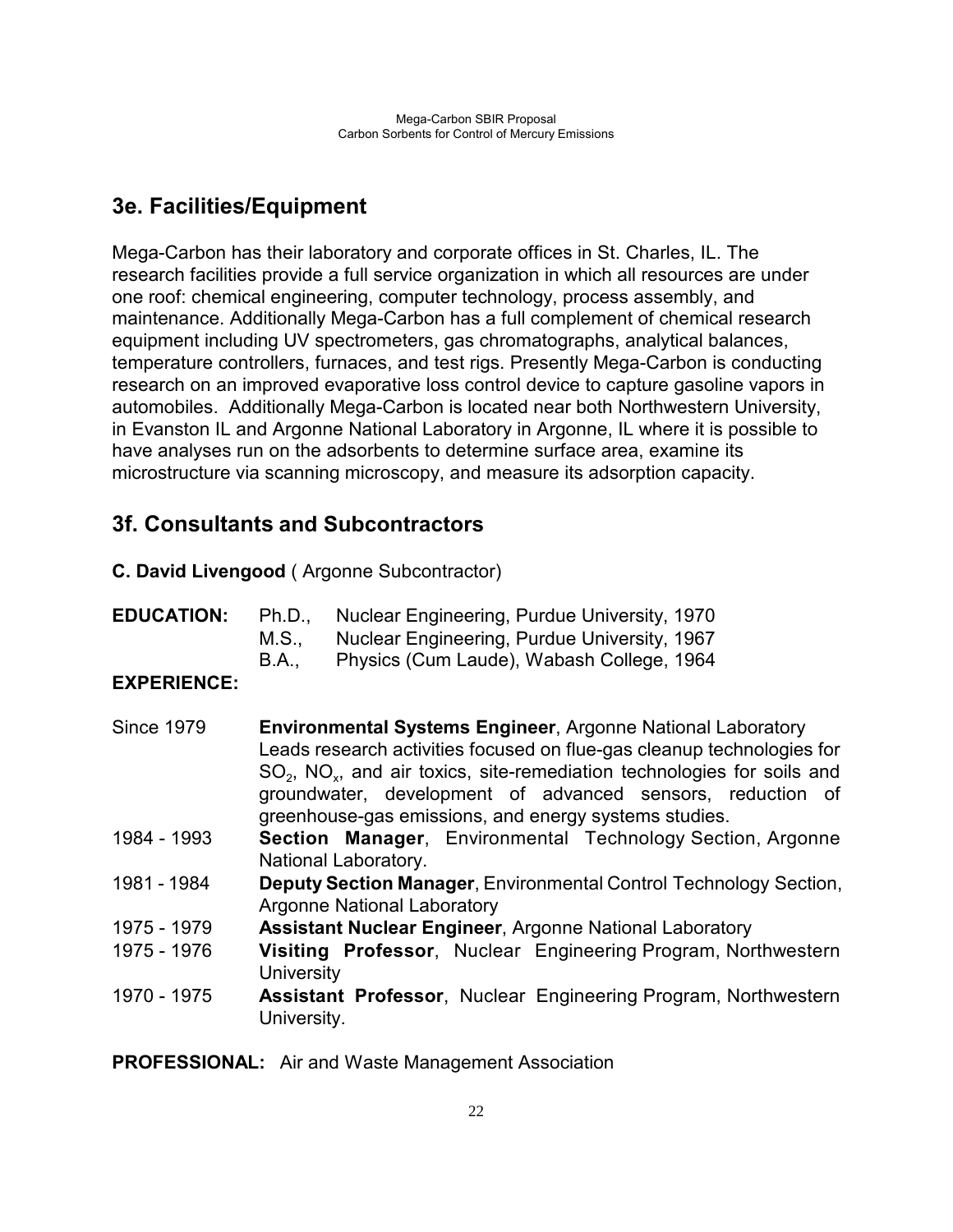## 3e. Facilities/Equipment

Mega-Carbon has their laboratory and corporate offices in St. Charles, IL. The research facilities provide a full service organization in which all resources are under one roof: chemical engineering, computer technology, process assembly, and maintenance. Additionally Mega-Carbon has a full complement of chemical research equipment including UV spectrometers, gas chromatographs, analytical balances, temperature controllers, furnaces, and test rigs. Presently Mega-Carbon is conducting research on an improved evaporative loss control device to capture gasoline vapors in automobiles. Additionally Mega-Carbon is located near both Northwestern University, in Evanston IL and Argonne National Laboratory in Argonne, IL where it is possible to have analyses run on the adsorbents to determine surface area, examine its microstructure via scanning microscopy, and measure its adsorption capacity.

## 3f. Consultants and Subcontractors

**C. David Livengood** ( Argonne Subcontractor)

**EDUCATION:**

| | |
|---|---|
| Ph.D., | Nuclear Engineering, Purdue University, 1970 |
| M.S., | Nuclear Engineering, Purdue University, 1967 |
| B.A., | Physics (Cum Laude), Wabash College, 1964 |

**EXPERIENCE:**

| | |
|---|---|
| Since 1979 | **Environmental Systems Engineer**, Argonne National Laboratory<br>Leads research activities focused on flue-gas cleanup technologies for $SO_2$, $NO_x$, and air toxics, site-remediation technologies for soils and groundwater, development of advanced sensors, reduction of greenhouse-gas emissions, and energy systems studies. |
| 1984 - 1993 | **Section Manager**, Environmental Technology Section, Argonne National Laboratory. |
| 1981 - 1984 | **Deputy Section Manager**, Environmental Control Technology Section, Argonne National Laboratory |
| 1975 - 1979 | **Assistant Nuclear Engineer**, Argonne National Laboratory |
| 1975 - 1976 | **Visiting Professor**, Nuclear Engineering Program, Northwestern University |
| 1970 - 1975 | **Assistant Professor**, Nuclear Engineering Program, Northwestern University. |

**PROFESSIONAL:** Air and Waste Management Association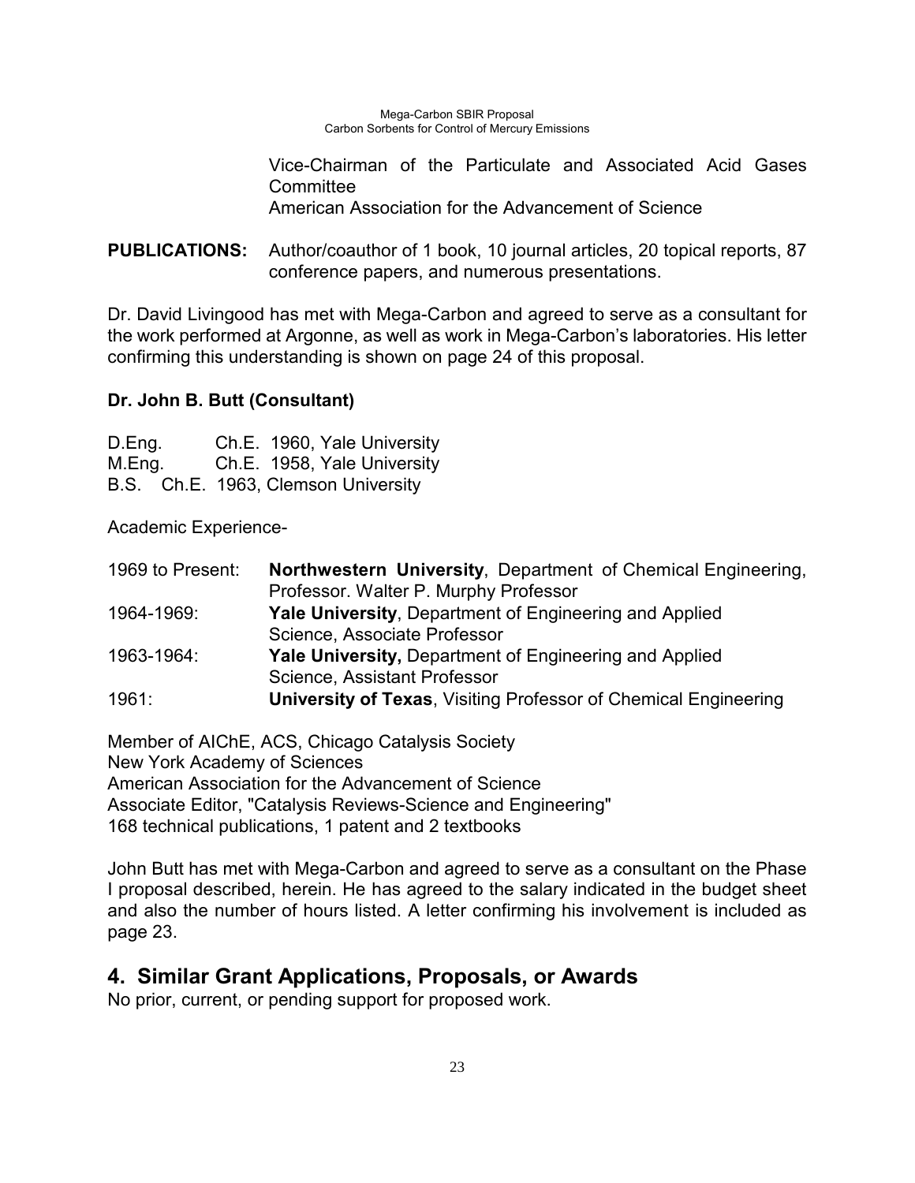Vice-Chairman of the Particulate and Associated Acid Gases Committee
American Association for the Advancement of Science

**PUBLICATIONS:** Author/coauthor of 1 book, 10 journal articles, 20 topical reports, 87 conference papers, and numerous presentations.

Dr. David Livingood has met with Mega-Carbon and agreed to serve as a consultant for the work performed at Argonne, as well as work in Mega-Carbon's laboratories. His letter confirming this understanding is shown on page 24 of this proposal.

**Dr. John B. Butt (Consultant)**

D.Eng. Ch.E. 1960, Yale University
M.Eng. Ch.E. 1958, Yale University
B.S. Ch.E. 1963, Clemson University

Academic Experience-

| | |
|---|---|
| 1969 to Present: | **Northwestern University**, Department of Chemical Engineering, Professor. Walter P. Murphy Professor |
| 1964-1969: | **Yale University**, Department of Engineering and Applied Science, Associate Professor |
| 1963-1964: | **Yale University,** Department of Engineering and Applied Science, Assistant Professor |
| 1961: | **University of Texas**, Visiting Professor of Chemical Engineering |

Member of AIChE, ACS, Chicago Catalysis Society
New York Academy of Sciences
American Association for the Advancement of Science
Associate Editor, "Catalysis Reviews-Science and Engineering"
168 technical publications, 1 patent and 2 textbooks

John Butt has met with Mega-Carbon and agreed to serve as a consultant on the Phase I proposal described, herein. He has agreed to the salary indicated in the budget sheet and also the number of hours listed. A letter confirming his involvement is included as page 23.

## 4. Similar Grant Applications, Proposals, or Awards

No prior, current, or pending support for proposed work.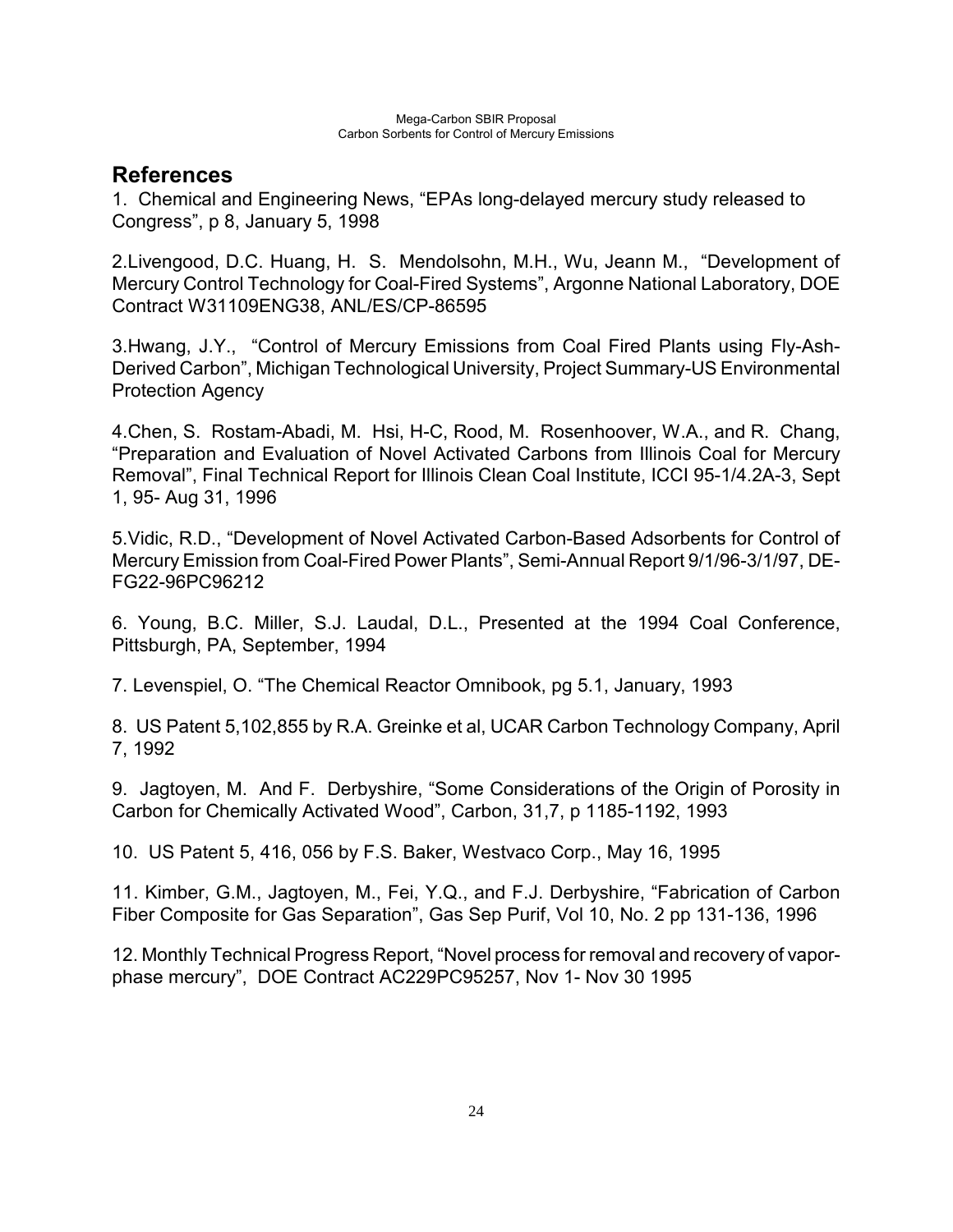## References

1. Chemical and Engineering News, "EPAs long-delayed mercury study released to Congress", p 8, January 5, 1998

2.Livengood, D.C. Huang, H. S. Mendolsohn, M.H., Wu, Jeann M., "Development of Mercury Control Technology for Coal-Fired Systems", Argonne National Laboratory, DOE Contract W31109ENG38, ANL/ES/CP-86595

3.Hwang, J.Y., "Control of Mercury Emissions from Coal Fired Plants using Fly-Ash-Derived Carbon", Michigan Technological University, Project Summary-US Environmental Protection Agency

4.Chen, S. Rostam-Abadi, M. Hsi, H-C, Rood, M. Rosenhoover, W.A., and R. Chang, "Preparation and Evaluation of Novel Activated Carbons from Illinois Coal for Mercury Removal", Final Technical Report for Illinois Clean Coal Institute, ICCI 95-1/4.2A-3, Sept 1, 95- Aug 31, 1996

5.Vidic, R.D., "Development of Novel Activated Carbon-Based Adsorbents for Control of Mercury Emission from Coal-Fired Power Plants", Semi-Annual Report 9/1/96-3/1/97, DE-FG22-96PC96212

6. Young, B.C. Miller, S.J. Laudal, D.L., Presented at the 1994 Coal Conference, Pittsburgh, PA, September, 1994

7. Levenspiel, O. "The Chemical Reactor Omnibook, pg 5.1, January, 1993

8. US Patent 5,102,855 by R.A. Greinke et al, UCAR Carbon Technology Company, April 7, 1992

9. Jagtoyen, M. And F. Derbyshire, "Some Considerations of the Origin of Porosity in Carbon for Chemically Activated Wood", Carbon, 31,7, p 1185-1192, 1993

10. US Patent 5, 416, 056 by F.S. Baker, Westvaco Corp., May 16, 1995

11. Kimber, G.M., Jagtoyen, M., Fei, Y.Q., and F.J. Derbyshire, "Fabrication of Carbon Fiber Composite for Gas Separation", Gas Sep Purif, Vol 10, No. 2 pp 131-136, 1996

12. Monthly Technical Progress Report, "Novel process for removal and recovery of vapor-phase mercury", DOE Contract AC229PC95257, Nov 1- Nov 30 1995